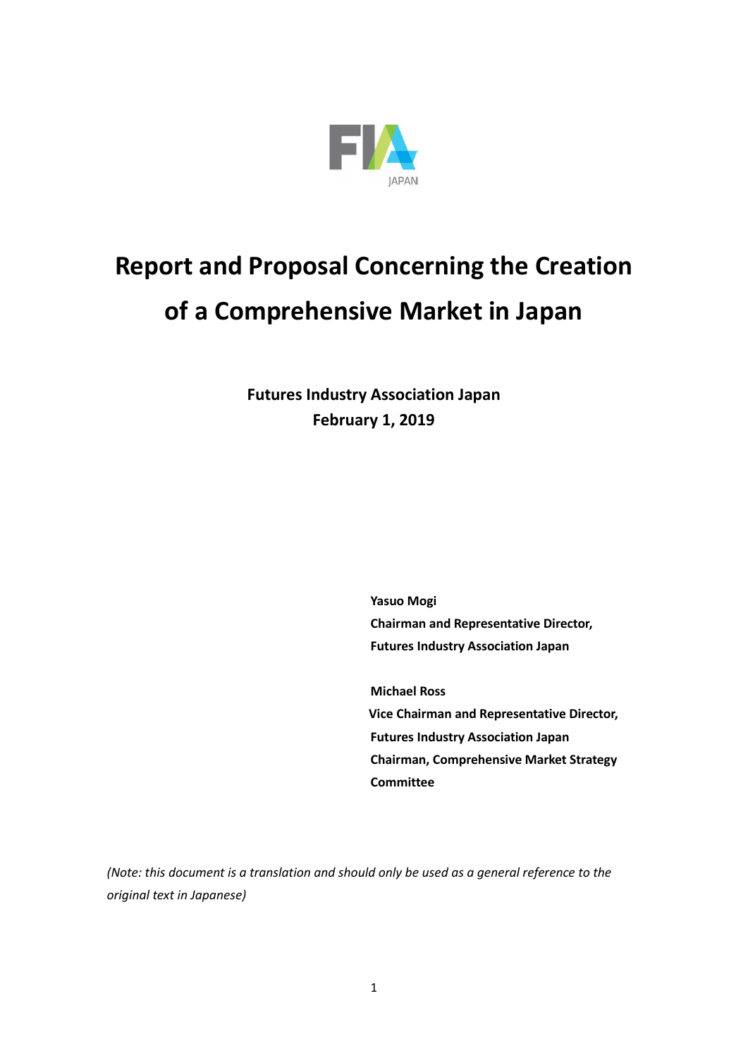# Report and Proposal Concerning the Creation of a Comprehensive Market in Japan

**Futures Industry Association Japan**
**February 1, 2019**

**Yasuo Mogi**
**Chairman and Representative Director,**
**Futures Industry Association Japan**

**Michael Ross**
**Vice Chairman and Representative Director,**
**Futures Industry Association Japan**
**Chairman, Comprehensive Market Strategy Committee**

*(Note: this document is a translation and should only be used as a general reference to the original text in Japanese)*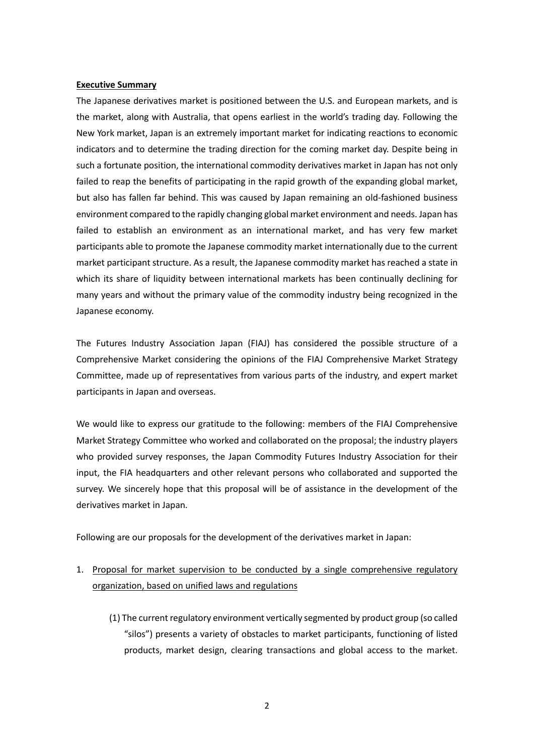**Executive Summary**

The Japanese derivatives market is positioned between the U.S. and European markets, and is the market, along with Australia, that opens earliest in the world's trading day. Following the New York market, Japan is an extremely important market for indicating reactions to economic indicators and to determine the trading direction for the coming market day. Despite being in such a fortunate position, the international commodity derivatives market in Japan has not only failed to reap the benefits of participating in the rapid growth of the expanding global market, but also has fallen far behind. This was caused by Japan remaining an old-fashioned business environment compared to the rapidly changing global market environment and needs. Japan has failed to establish an environment as an international market, and has very few market participants able to promote the Japanese commodity market internationally due to the current market participant structure. As a result, the Japanese commodity market has reached a state in which its share of liquidity between international markets has been continually declining for many years and without the primary value of the commodity industry being recognized in the Japanese economy.

The Futures Industry Association Japan (FIAJ) has considered the possible structure of a Comprehensive Market considering the opinions of the FIAJ Comprehensive Market Strategy Committee, made up of representatives from various parts of the industry, and expert market participants in Japan and overseas.

We would like to express our gratitude to the following: members of the FIAJ Comprehensive Market Strategy Committee who worked and collaborated on the proposal; the industry players who provided survey responses, the Japan Commodity Futures Industry Association for their input, the FIA headquarters and other relevant persons who collaborated and supported the survey. We sincerely hope that this proposal will be of assistance in the development of the derivatives market in Japan.

Following are our proposals for the development of the derivatives market in Japan:

1. Proposal for market supervision to be conducted by a single comprehensive regulatory organization, based on unified laws and regulations

    (1) The current regulatory environment vertically segmented by product group (so called "silos") presents a variety of obstacles to market participants, functioning of listed products, market design, clearing transactions and global access to the market.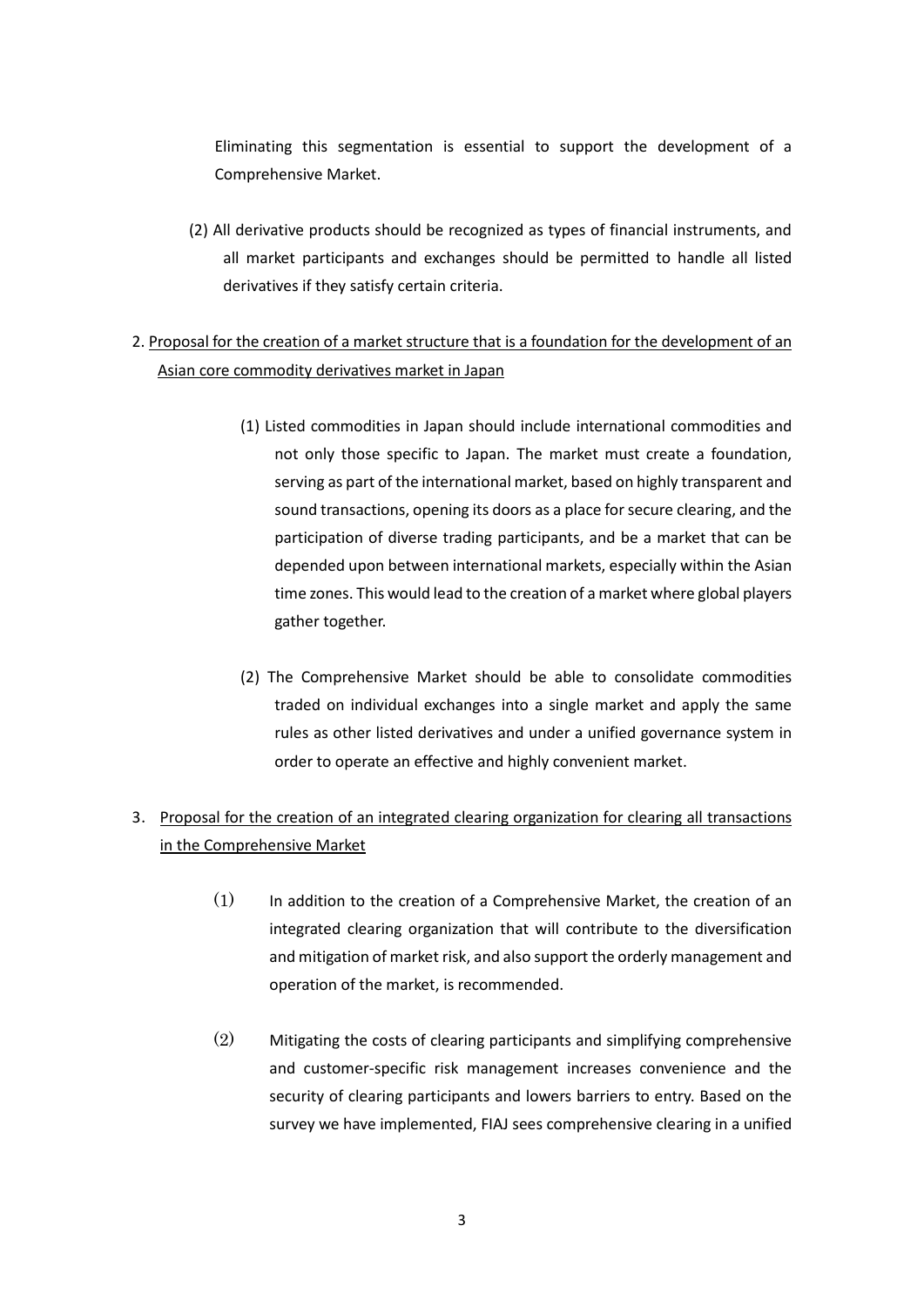Eliminating this segmentation is essential to support the development of a Comprehensive Market.

(2) All derivative products should be recognized as types of financial instruments, and all market participants and exchanges should be permitted to handle all listed derivatives if they satisfy certain criteria.

2. Proposal for the creation of a market structure that is a foundation for the development of an Asian core commodity derivatives market in Japan

(1) Listed commodities in Japan should include international commodities and not only those specific to Japan. The market must create a foundation, serving as part of the international market, based on highly transparent and sound transactions, opening its doors as a place for secure clearing, and the participation of diverse trading participants, and be a market that can be depended upon between international markets, especially within the Asian time zones. This would lead to the creation of a market where global players gather together.

(2) The Comprehensive Market should be able to consolidate commodities traded on individual exchanges into a single market and apply the same rules as other listed derivatives and under a unified governance system in order to operate an effective and highly convenient market.

3. Proposal for the creation of an integrated clearing organization for clearing all transactions in the Comprehensive Market

(1) In addition to the creation of a Comprehensive Market, the creation of an integrated clearing organization that will contribute to the diversification and mitigation of market risk, and also support the orderly management and operation of the market, is recommended.

(2) Mitigating the costs of clearing participants and simplifying comprehensive and customer-specific risk management increases convenience and the security of clearing participants and lowers barriers to entry. Based on the survey we have implemented, FIAJ sees comprehensive clearing in a unified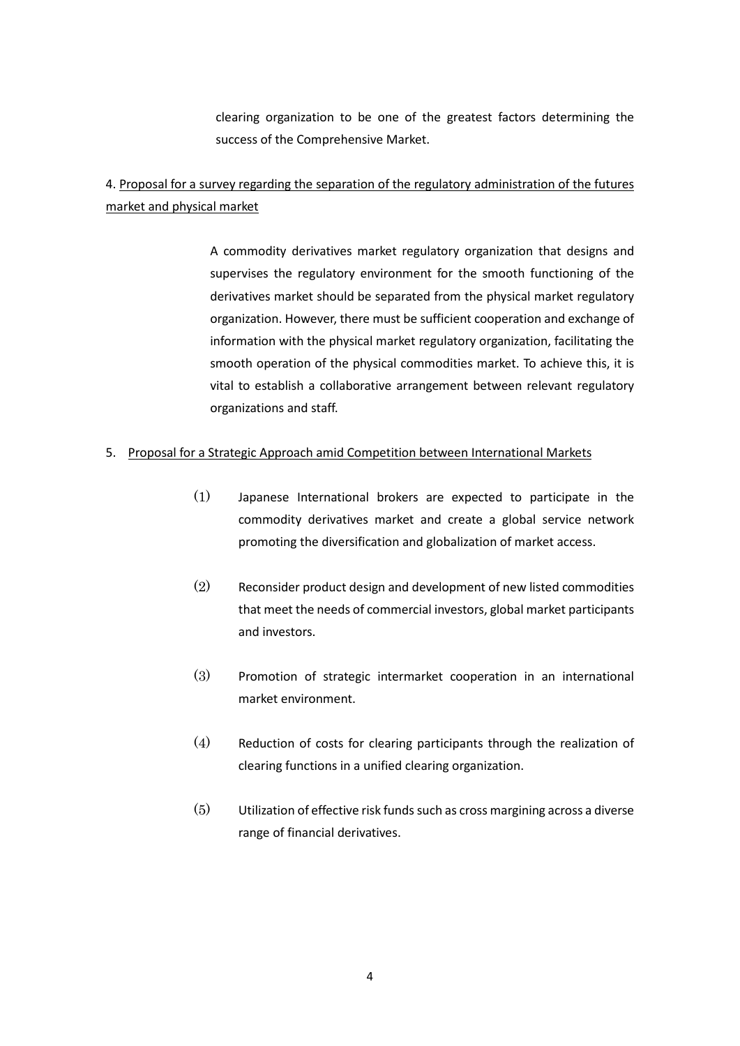clearing organization to be one of the greatest factors determining the success of the Comprehensive Market.

4. Proposal for a survey regarding the separation of the regulatory administration of the futures market and physical market

A commodity derivatives market regulatory organization that designs and supervises the regulatory environment for the smooth functioning of the derivatives market should be separated from the physical market regulatory organization. However, there must be sufficient cooperation and exchange of information with the physical market regulatory organization, facilitating the smooth operation of the physical commodities market. To achieve this, it is vital to establish a collaborative arrangement between relevant regulatory organizations and staff.

5. Proposal for a Strategic Approach amid Competition between International Markets

(1) Japanese International brokers are expected to participate in the commodity derivatives market and create a global service network promoting the diversification and globalization of market access.

(2) Reconsider product design and development of new listed commodities that meet the needs of commercial investors, global market participants and investors.

(3) Promotion of strategic intermarket cooperation in an international market environment.

(4) Reduction of costs for clearing participants through the realization of clearing functions in a unified clearing organization.

(5) Utilization of effective risk funds such as cross margining across a diverse range of financial derivatives.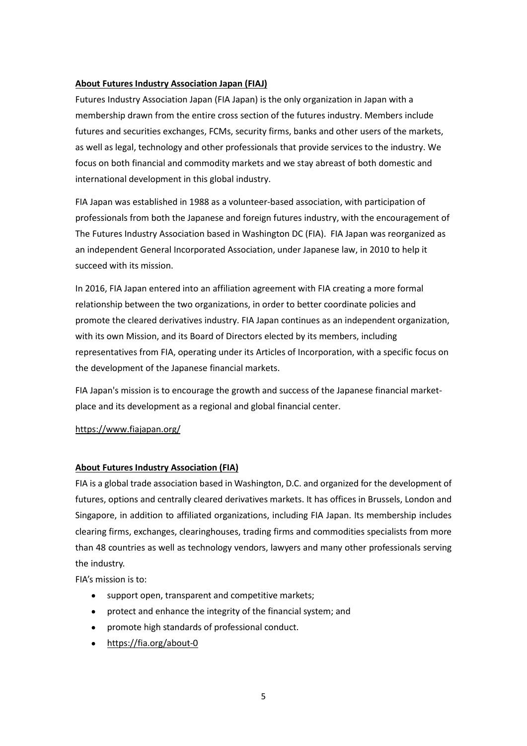**About Futures Industry Association Japan (FIAJ)**

Futures Industry Association Japan (FIA Japan) is the only organization in Japan with a membership drawn from the entire cross section of the futures industry. Members include futures and securities exchanges, FCMs, security firms, banks and other users of the markets, as well as legal, technology and other professionals that provide services to the industry. We focus on both financial and commodity markets and we stay abreast of both domestic and international development in this global industry.

FIA Japan was established in 1988 as a volunteer-based association, with participation of professionals from both the Japanese and foreign futures industry, with the encouragement of The Futures Industry Association based in Washington DC (FIA). FIA Japan was reorganized as an independent General Incorporated Association, under Japanese law, in 2010 to help it succeed with its mission.

In 2016, FIA Japan entered into an affiliation agreement with FIA creating a more formal relationship between the two organizations, in order to better coordinate policies and promote the cleared derivatives industry. FIA Japan continues as an independent organization, with its own Mission, and its Board of Directors elected by its members, including representatives from FIA, operating under its Articles of Incorporation, with a specific focus on the development of the Japanese financial markets.

FIA Japan's mission is to encourage the growth and success of the Japanese financial market-place and its development as a regional and global financial center.

https://www.fiajapan.org/

**About Futures Industry Association (FIA)**

FIA is a global trade association based in Washington, D.C. and organized for the development of futures, options and centrally cleared derivatives markets. It has offices in Brussels, London and Singapore, in addition to affiliated organizations, including FIA Japan. Its membership includes clearing firms, exchanges, clearinghouses, trading firms and commodities specialists from more than 48 countries as well as technology vendors, lawyers and many other professionals serving the industry.

FIA's mission is to:

- support open, transparent and competitive markets;
- protect and enhance the integrity of the financial system; and
- promote high standards of professional conduct.
- https://fia.org/about-0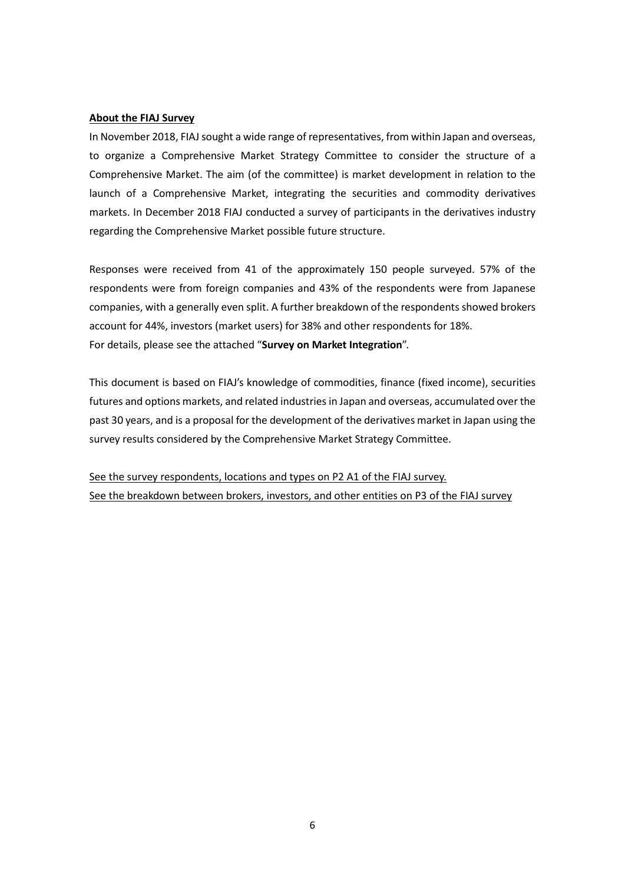**About the FIAJ Survey**

In November 2018, FIAJ sought a wide range of representatives, from within Japan and overseas, to organize a Comprehensive Market Strategy Committee to consider the structure of a Comprehensive Market. The aim (of the committee) is market development in relation to the launch of a Comprehensive Market, integrating the securities and commodity derivatives markets. In December 2018 FIAJ conducted a survey of participants in the derivatives industry regarding the Comprehensive Market possible future structure.

Responses were received from 41 of the approximately 150 people surveyed. 57% of the respondents were from foreign companies and 43% of the respondents were from Japanese companies, with a generally even split. A further breakdown of the respondents showed brokers account for 44%, investors (market users) for 38% and other respondents for 18%.
For details, please see the attached "**Survey on Market Integration**".

This document is based on FIAJ's knowledge of commodities, finance (fixed income), securities futures and options markets, and related industries in Japan and overseas, accumulated over the past 30 years, and is a proposal for the development of the derivatives market in Japan using the survey results considered by the Comprehensive Market Strategy Committee.

See the survey respondents, locations and types on P2 A1 of the FIAJ survey.
See the breakdown between brokers, investors, and other entities on P3 of the FIAJ survey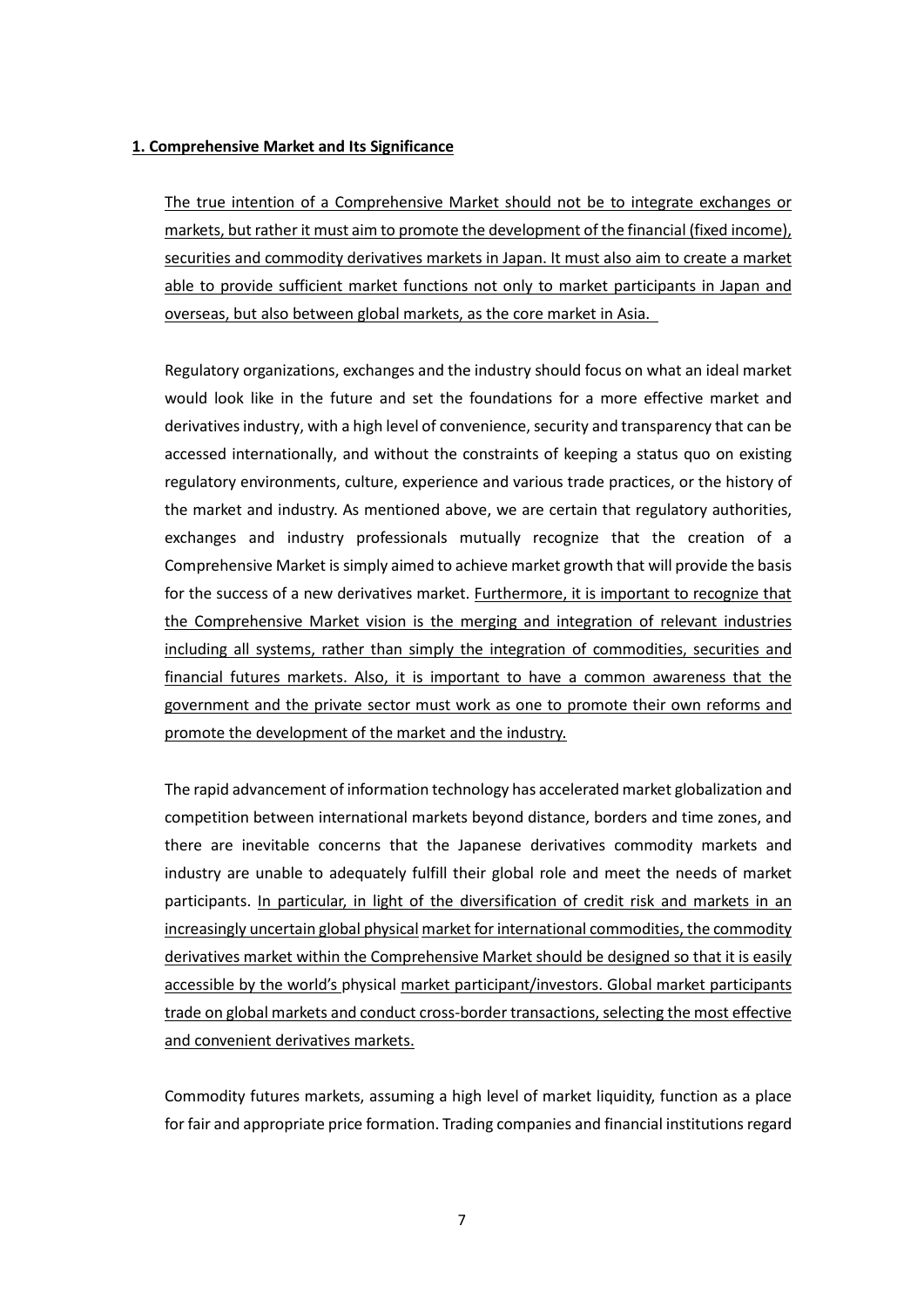**1. Comprehensive Market and Its Significance**

The true intention of a Comprehensive Market should not be to integrate exchanges or markets, but rather it must aim to promote the development of the financial (fixed income), securities and commodity derivatives markets in Japan. It must also aim to create a market able to provide sufficient market functions not only to market participants in Japan and overseas, but also between global markets, as the core market in Asia.

Regulatory organizations, exchanges and the industry should focus on what an ideal market would look like in the future and set the foundations for a more effective market and derivatives industry, with a high level of convenience, security and transparency that can be accessed internationally, and without the constraints of keeping a status quo on existing regulatory environments, culture, experience and various trade practices, or the history of the market and industry. As mentioned above, we are certain that regulatory authorities, exchanges and industry professionals mutually recognize that the creation of a Comprehensive Market is simply aimed to achieve market growth that will provide the basis for the success of a new derivatives market. Furthermore, it is important to recognize that the Comprehensive Market vision is the merging and integration of relevant industries including all systems, rather than simply the integration of commodities, securities and financial futures markets. Also, it is important to have a common awareness that the government and the private sector must work as one to promote their own reforms and promote the development of the market and the industry.

The rapid advancement of information technology has accelerated market globalization and competition between international markets beyond distance, borders and time zones, and there are inevitable concerns that the Japanese derivatives commodity markets and industry are unable to adequately fulfill their global role and meet the needs of market participants. In particular, in light of the diversification of credit risk and markets in an increasingly uncertain global physical market for international commodities, the commodity derivatives market within the Comprehensive Market should be designed so that it is easily accessible by the world's physical market participant/investors. Global market participants trade on global markets and conduct cross-border transactions, selecting the most effective and convenient derivatives markets.

Commodity futures markets, assuming a high level of market liquidity, function as a place for fair and appropriate price formation. Trading companies and financial institutions regard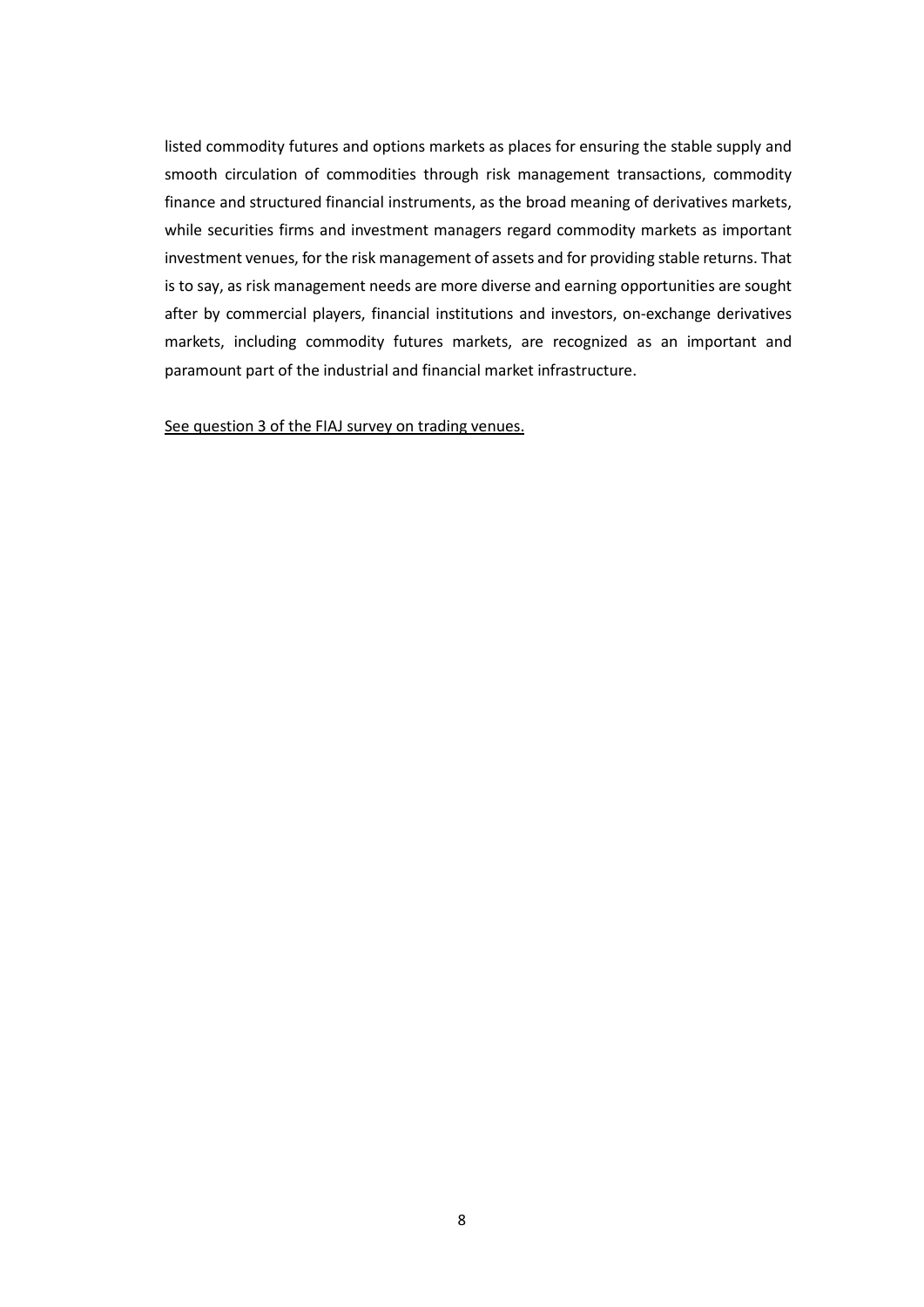listed commodity futures and options markets as places for ensuring the stable supply and smooth circulation of commodities through risk management transactions, commodity finance and structured financial instruments, as the broad meaning of derivatives markets, while securities firms and investment managers regard commodity markets as important investment venues, for the risk management of assets and for providing stable returns. That is to say, as risk management needs are more diverse and earning opportunities are sought after by commercial players, financial institutions and investors, on-exchange derivatives markets, including commodity futures markets, are recognized as an important and paramount part of the industrial and financial market infrastructure.

<u>See question 3 of the FIAJ survey on trading venues.</u>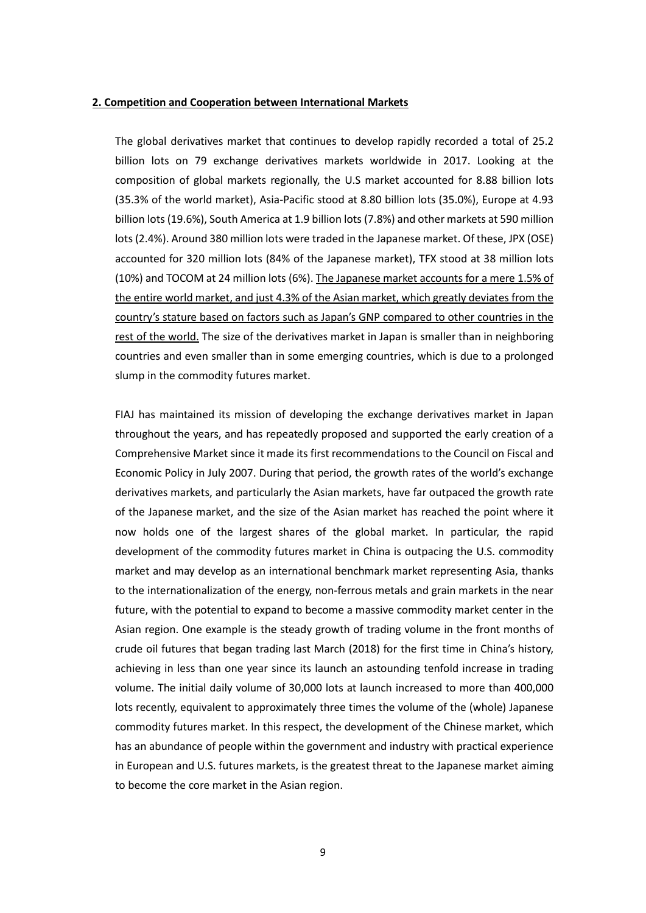## **2. Competition and Cooperation between International Markets**

The global derivatives market that continues to develop rapidly recorded a total of 25.2 billion lots on 79 exchange derivatives markets worldwide in 2017. Looking at the composition of global markets regionally, the U.S market accounted for 8.88 billion lots (35.3% of the world market), Asia-Pacific stood at 8.80 billion lots (35.0%), Europe at 4.93 billion lots (19.6%), South America at 1.9 billion lots (7.8%) and other markets at 590 million lots (2.4%). Around 380 million lots were traded in the Japanese market. Of these, JPX (OSE) accounted for 320 million lots (84% of the Japanese market), TFX stood at 38 million lots (10%) and TOCOM at 24 million lots (6%). <u>The Japanese market accounts for a mere 1.5% of the entire world market, and just 4.3% of the Asian market, which greatly deviates from the country's stature based on factors such as Japan's GNP compared to other countries in the rest of the world.</u> The size of the derivatives market in Japan is smaller than in neighboring countries and even smaller than in some emerging countries, which is due to a prolonged slump in the commodity futures market.

FIAJ has maintained its mission of developing the exchange derivatives market in Japan throughout the years, and has repeatedly proposed and supported the early creation of a Comprehensive Market since it made its first recommendations to the Council on Fiscal and Economic Policy in July 2007. During that period, the growth rates of the world's exchange derivatives markets, and particularly the Asian markets, have far outpaced the growth rate of the Japanese market, and the size of the Asian market has reached the point where it now holds one of the largest shares of the global market. In particular, the rapid development of the commodity futures market in China is outpacing the U.S. commodity market and may develop as an international benchmark market representing Asia, thanks to the internationalization of the energy, non-ferrous metals and grain markets in the near future, with the potential to expand to become a massive commodity market center in the Asian region. One example is the steady growth of trading volume in the front months of crude oil futures that began trading last March (2018) for the first time in China's history, achieving in less than one year since its launch an astounding tenfold increase in trading volume. The initial daily volume of 30,000 lots at launch increased to more than 400,000 lots recently, equivalent to approximately three times the volume of the (whole) Japanese commodity futures market. In this respect, the development of the Chinese market, which has an abundance of people within the government and industry with practical experience in European and U.S. futures markets, is the greatest threat to the Japanese market aiming to become the core market in the Asian region.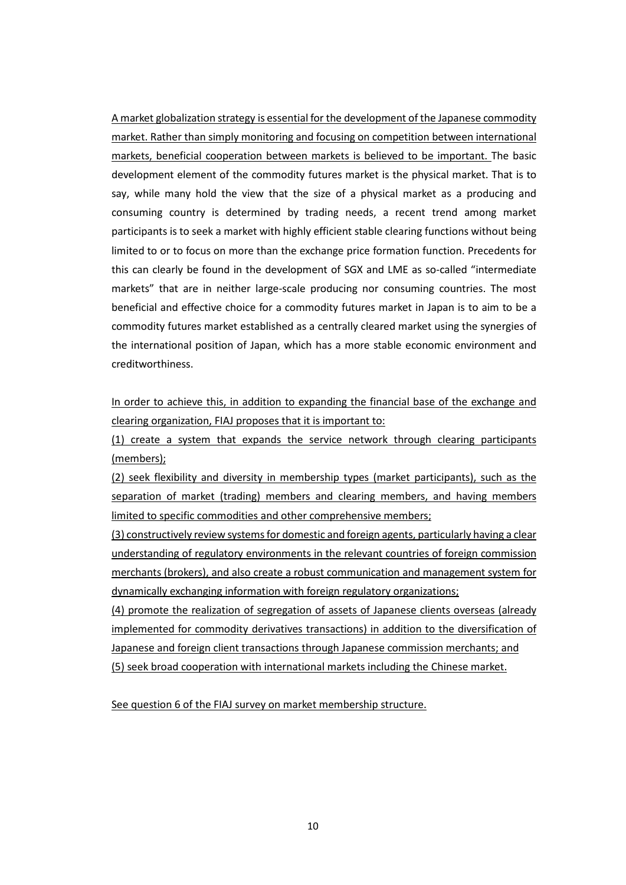A market globalization strategy is essential for the development of the Japanese commodity market. Rather than simply monitoring and focusing on competition between international markets, beneficial cooperation between markets is believed to be important. The basic development element of the commodity futures market is the physical market. That is to say, while many hold the view that the size of a physical market as a producing and consuming country is determined by trading needs, a recent trend among market participants is to seek a market with highly efficient stable clearing functions without being limited to or to focus on more than the exchange price formation function. Precedents for this can clearly be found in the development of SGX and LME as so-called "intermediate markets" that are in neither large-scale producing nor consuming countries. The most beneficial and effective choice for a commodity futures market in Japan is to aim to be a commodity futures market established as a centrally cleared market using the synergies of the international position of Japan, which has a more stable economic environment and creditworthiness.

In order to achieve this, in addition to expanding the financial base of the exchange and clearing organization, FIAJ proposes that it is important to:

(1) create a system that expands the service network through clearing participants (members);

(2) seek flexibility and diversity in membership types (market participants), such as the separation of market (trading) members and clearing members, and having members limited to specific commodities and other comprehensive members;

(3) constructively review systems for domestic and foreign agents, particularly having a clear understanding of regulatory environments in the relevant countries of foreign commission merchants (brokers), and also create a robust communication and management system for dynamically exchanging information with foreign regulatory organizations;

(4) promote the realization of segregation of assets of Japanese clients overseas (already implemented for commodity derivatives transactions) in addition to the diversification of Japanese and foreign client transactions through Japanese commission merchants; and

(5) seek broad cooperation with international markets including the Chinese market.

See question 6 of the FIAJ survey on market membership structure.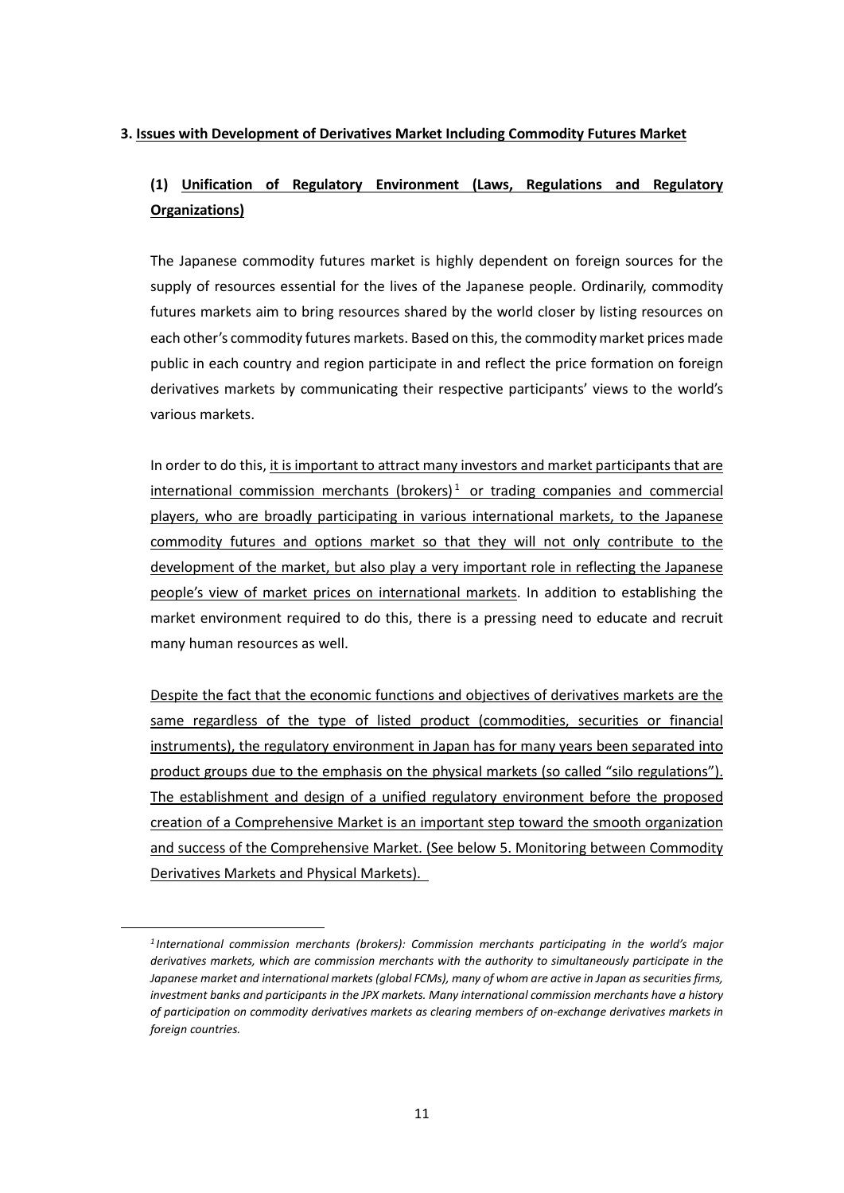### 3. Issues with Development of Derivatives Market Including Commodity Futures Market

#### (1) Unification of Regulatory Environment (Laws, Regulations and Regulatory Organizations)

The Japanese commodity futures market is highly dependent on foreign sources for the supply of resources essential for the lives of the Japanese people. Ordinarily, commodity futures markets aim to bring resources shared by the world closer by listing resources on each other's commodity futures markets. Based on this, the commodity market prices made public in each country and region participate in and reflect the price formation on foreign derivatives markets by communicating their respective participants' views to the world's various markets.

In order to do this, it is important to attract many investors and market participants that are international commission merchants (brokers)[1] or trading companies and commercial players, who are broadly participating in various international markets, to the Japanese commodity futures and options market so that they will not only contribute to the development of the market, but also play a very important role in reflecting the Japanese people's view of market prices on international markets. In addition to establishing the market environment required to do this, there is a pressing need to educate and recruit many human resources as well.

Despite the fact that the economic functions and objectives of derivatives markets are the same regardless of the type of listed product (commodities, securities or financial instruments), the regulatory environment in Japan has for many years been separated into product groups due to the emphasis on the physical markets (so called "silo regulations"). The establishment and design of a unified regulatory environment before the proposed creation of a Comprehensive Market is an important step toward the smooth organization and success of the Comprehensive Market. (See below 5. Monitoring between Commodity Derivatives Markets and Physical Markets).

---

*[1] International commission merchants (brokers): Commission merchants participating in the world's major derivatives markets, which are commission merchants with the authority to simultaneously participate in the Japanese market and international markets (global FCMs), many of whom are active in Japan as securities firms, investment banks and participants in the JPX markets. Many international commission merchants have a history of participation on commodity derivatives markets as clearing members of on-exchange derivatives markets in foreign countries.*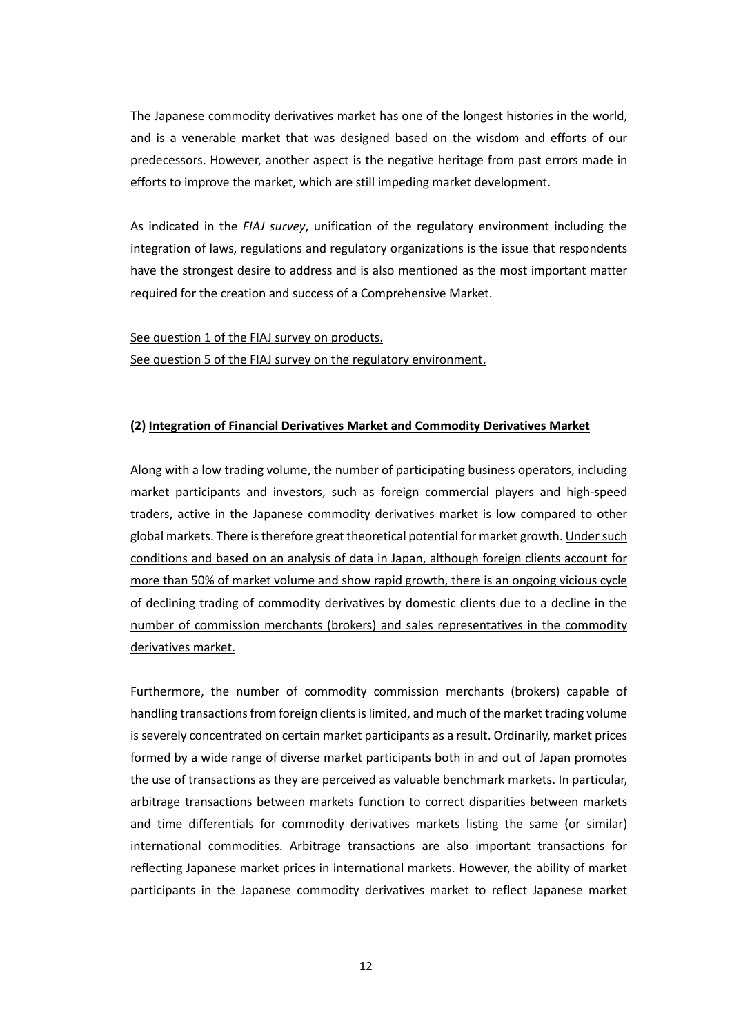The Japanese commodity derivatives market has one of the longest histories in the world, and is a venerable market that was designed based on the wisdom and efforts of our predecessors. However, another aspect is the negative heritage from past errors made in efforts to improve the market, which are still impeding market development.

<u>As indicated in the *FIAJ survey*, unification of the regulatory environment including the integration of laws, regulations and regulatory organizations is the issue that respondents have the strongest desire to address and is also mentioned as the most important matter required for the creation and success of a Comprehensive Market.</u>

<u>See question 1 of the FIAJ survey on products.</u>
<u>See question 5 of the FIAJ survey on the regulatory environment.</u>

### (2) <u>Integration of Financial Derivatives Market and Commodity Derivatives Market</u>

Along with a low trading volume, the number of participating business operators, including market participants and investors, such as foreign commercial players and high-speed traders, active in the Japanese commodity derivatives market is low compared to other global markets. There is therefore great theoretical potential for market growth. <u>Under such conditions and based on an analysis of data in Japan, although foreign clients account for more than 50% of market volume and show rapid growth, there is an ongoing vicious cycle of declining trading of commodity derivatives by domestic clients due to a decline in the number of commission merchants (brokers) and sales representatives in the commodity derivatives market.</u>

Furthermore, the number of commodity commission merchants (brokers) capable of handling transactions from foreign clients is limited, and much of the market trading volume is severely concentrated on certain market participants as a result. Ordinarily, market prices formed by a wide range of diverse market participants both in and out of Japan promotes the use of transactions as they are perceived as valuable benchmark markets. In particular, arbitrage transactions between markets function to correct disparities between markets and time differentials for commodity derivatives markets listing the same (or similar) international commodities. Arbitrage transactions are also important transactions for reflecting Japanese market prices in international markets. However, the ability of market participants in the Japanese commodity derivatives market to reflect Japanese market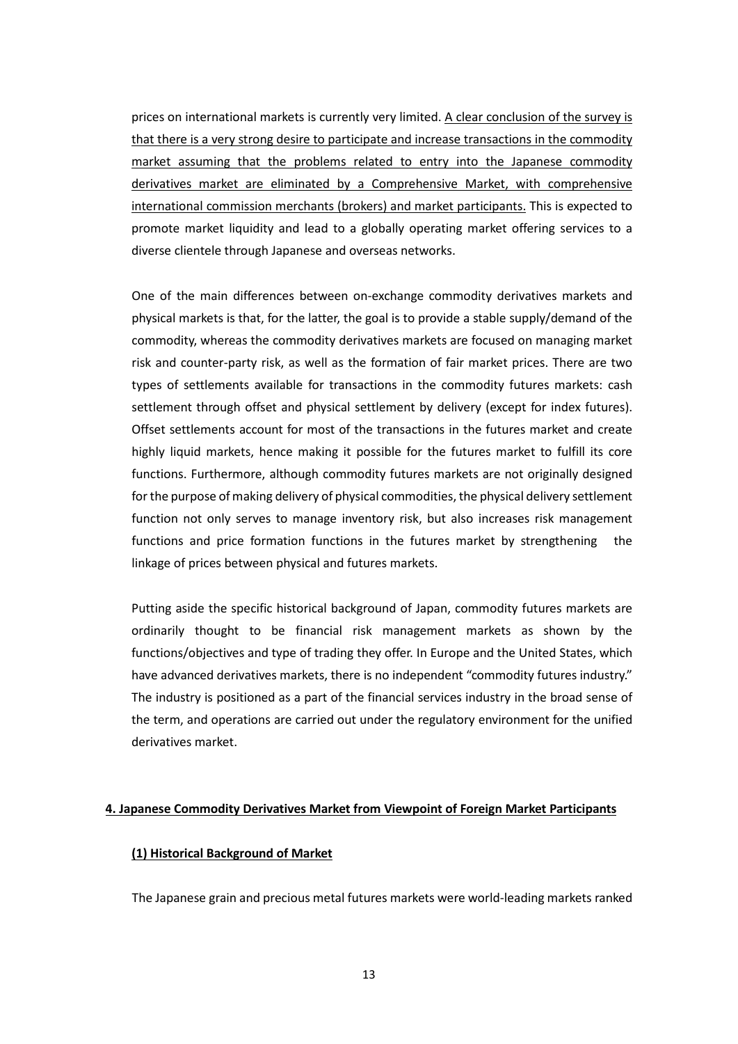prices on international markets is currently very limited. <u>A clear conclusion of the survey is that there is a very strong desire to participate and increase transactions in the commodity market assuming that the problems related to entry into the Japanese commodity derivatives market are eliminated by a Comprehensive Market, with comprehensive international commission merchants (brokers) and market participants.</u> This is expected to promote market liquidity and lead to a globally operating market offering services to a diverse clientele through Japanese and overseas networks.

One of the main differences between on-exchange commodity derivatives markets and physical markets is that, for the latter, the goal is to provide a stable supply/demand of the commodity, whereas the commodity derivatives markets are focused on managing market risk and counter-party risk, as well as the formation of fair market prices. There are two types of settlements available for transactions in the commodity futures markets: cash settlement through offset and physical settlement by delivery (except for index futures). Offset settlements account for most of the transactions in the futures market and create highly liquid markets, hence making it possible for the futures market to fulfill its core functions. Furthermore, although commodity futures markets are not originally designed for the purpose of making delivery of physical commodities, the physical delivery settlement function not only serves to manage inventory risk, but also increases risk management functions and price formation functions in the futures market by strengthening the linkage of prices between physical and futures markets.

Putting aside the specific historical background of Japan, commodity futures markets are ordinarily thought to be financial risk management markets as shown by the functions/objectives and type of trading they offer. In Europe and the United States, which have advanced derivatives markets, there is no independent "commodity futures industry." The industry is positioned as a part of the financial services industry in the broad sense of the term, and operations are carried out under the regulatory environment for the unified derivatives market.

## 4. Japanese Commodity Derivatives Market from Viewpoint of Foreign Market Participants

### (1) Historical Background of Market

The Japanese grain and precious metal futures markets were world-leading markets ranked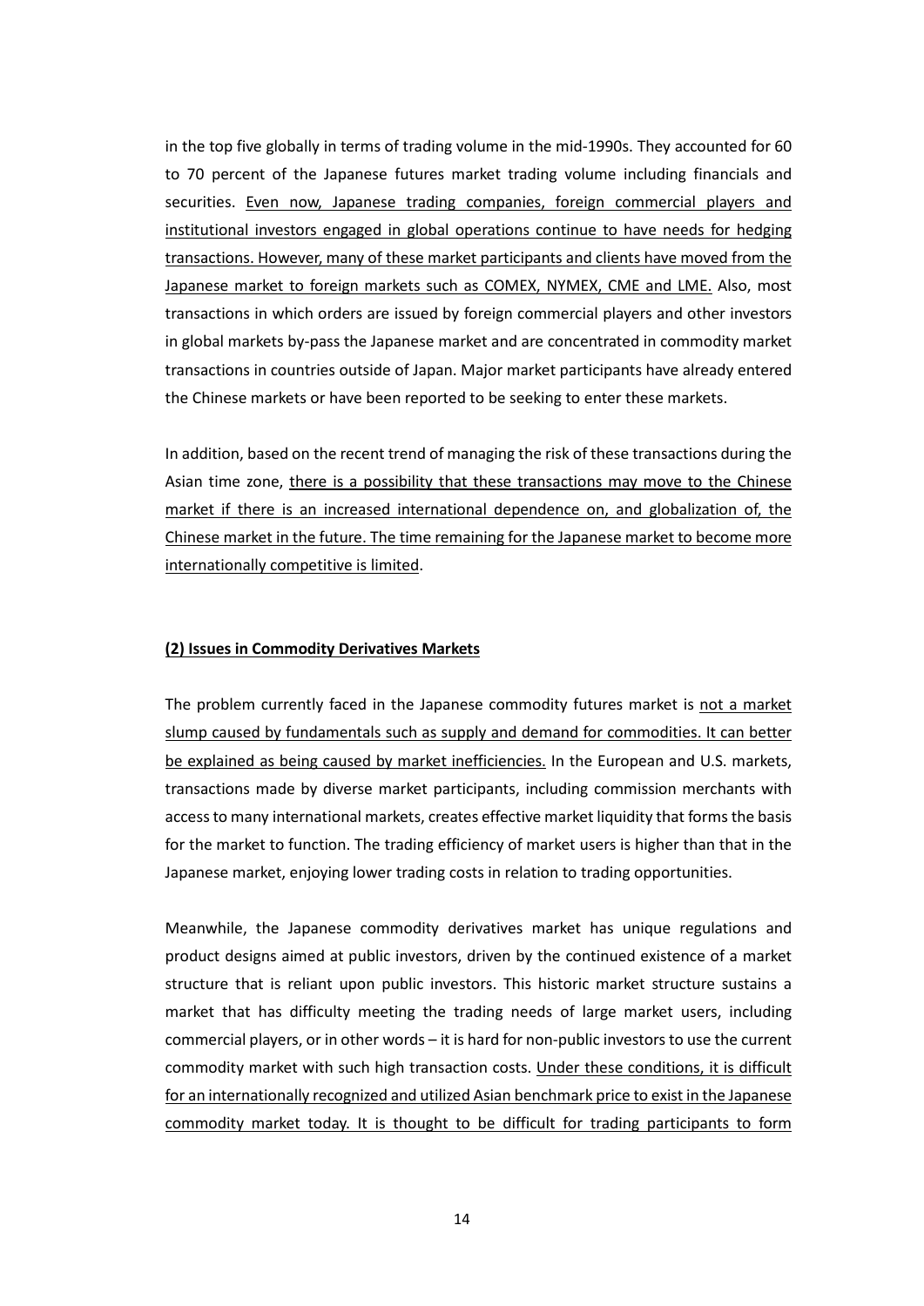in the top five globally in terms of trading volume in the mid-1990s. They accounted for 60 to 70 percent of the Japanese futures market trading volume including financials and securities. <u>Even now, Japanese trading companies, foreign commercial players and institutional investors engaged in global operations continue to have needs for hedging transactions. However, many of these market participants and clients have moved from the Japanese market to foreign markets such as COMEX, NYMEX, CME and LME.</u> Also, most transactions in which orders are issued by foreign commercial players and other investors in global markets by-pass the Japanese market and are concentrated in commodity market transactions in countries outside of Japan. Major market participants have already entered the Chinese markets or have been reported to be seeking to enter these markets.

In addition, based on the recent trend of managing the risk of these transactions during the Asian time zone, <u>there is a possibility that these transactions may move to the Chinese market if there is an increased international dependence on, and globalization of, the Chinese market in the future. The time remaining for the Japanese market to become more internationally competitive is limited</u>.

#### **(2) Issues in Commodity Derivatives Markets**

The problem currently faced in the Japanese commodity futures market is <u>not a market slump caused by fundamentals such as supply and demand for commodities. It can better be explained as being caused by market inefficiencies.</u> In the European and U.S. markets, transactions made by diverse market participants, including commission merchants with access to many international markets, creates effective market liquidity that forms the basis for the market to function. The trading efficiency of market users is higher than that in the Japanese market, enjoying lower trading costs in relation to trading opportunities.

Meanwhile, the Japanese commodity derivatives market has unique regulations and product designs aimed at public investors, driven by the continued existence of a market structure that is reliant upon public investors. This historic market structure sustains a market that has difficulty meeting the trading needs of large market users, including commercial players, or in other words – it is hard for non-public investors to use the current commodity market with such high transaction costs. <u>Under these conditions, it is difficult for an internationally recognized and utilized Asian benchmark price to exist in the Japanese commodity market today. It is thought to be difficult for trading participants to form</u>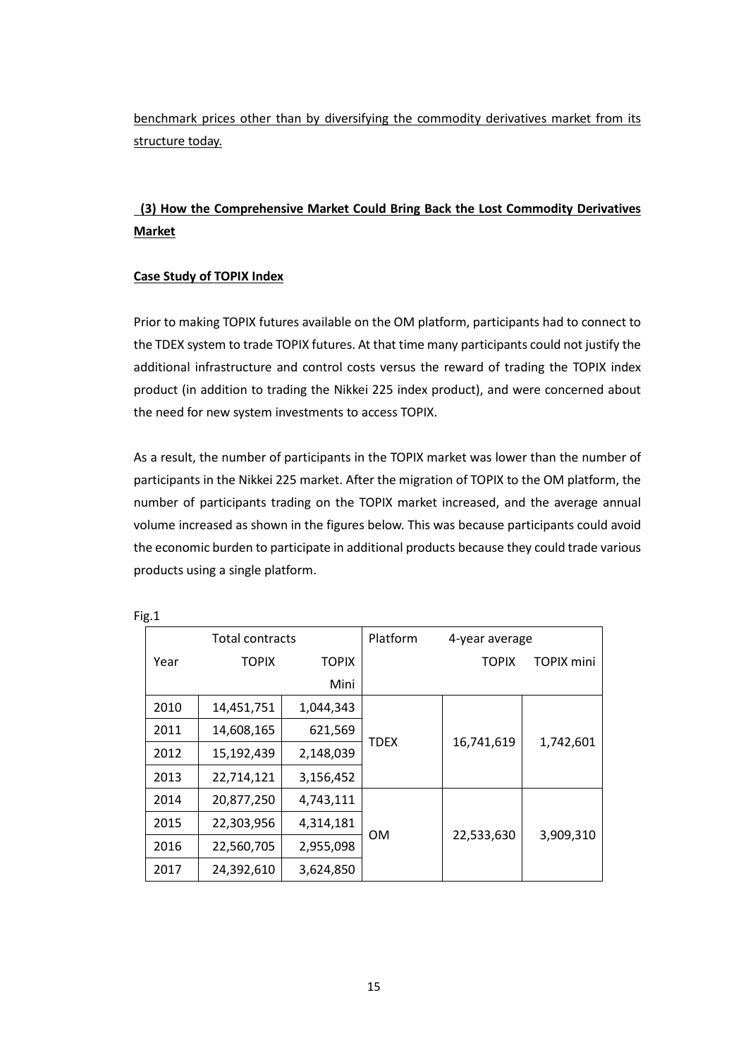benchmark prices other than by diversifying the commodity derivatives market from its structure today.

## (3) How the Comprehensive Market Could Bring Back the Lost Commodity Derivatives Market

**Case Study of TOPIX Index**

Prior to making TOPIX futures available on the OM platform, participants had to connect to the TDEX system to trade TOPIX futures. At that time many participants could not justify the additional infrastructure and control costs versus the reward of trading the TOPIX index product (in addition to trading the Nikkei 225 index product), and were concerned about the need for new system investments to access TOPIX.

As a result, the number of participants in the TOPIX market was lower than the number of participants in the Nikkei 225 market. After the migration of TOPIX to the OM platform, the number of participants trading on the TOPIX market increased, and the average annual volume increased as shown in the figures below. This was because participants could avoid the economic burden to participate in additional products because they could trade various products using a single platform.

Fig.1

| Total contracts | | | Platform | 4-year average | |
|---|---|---|---|---|---|
| Year | TOPIX | TOPIX Mini | | TOPIX | TOPIX mini |
| 2010 | 14,451,751 | 1,044,343 | TDEX | 16,741,619 | 1,742,601 |
| 2011 | 14,608,165 | 621,569 | | | |
| 2012 | 15,192,439 | 2,148,039 | | | |
| 2013 | 22,714,121 | 3,156,452 | | | |
| 2014 | 20,877,250 | 4,743,111 | OM | 22,533,630 | 3,909,310 |
| 2015 | 22,303,956 | 4,314,181 | | | |
| 2016 | 22,560,705 | 2,955,098 | | | |
| 2017 | 24,392,610 | 3,624,850 | | | |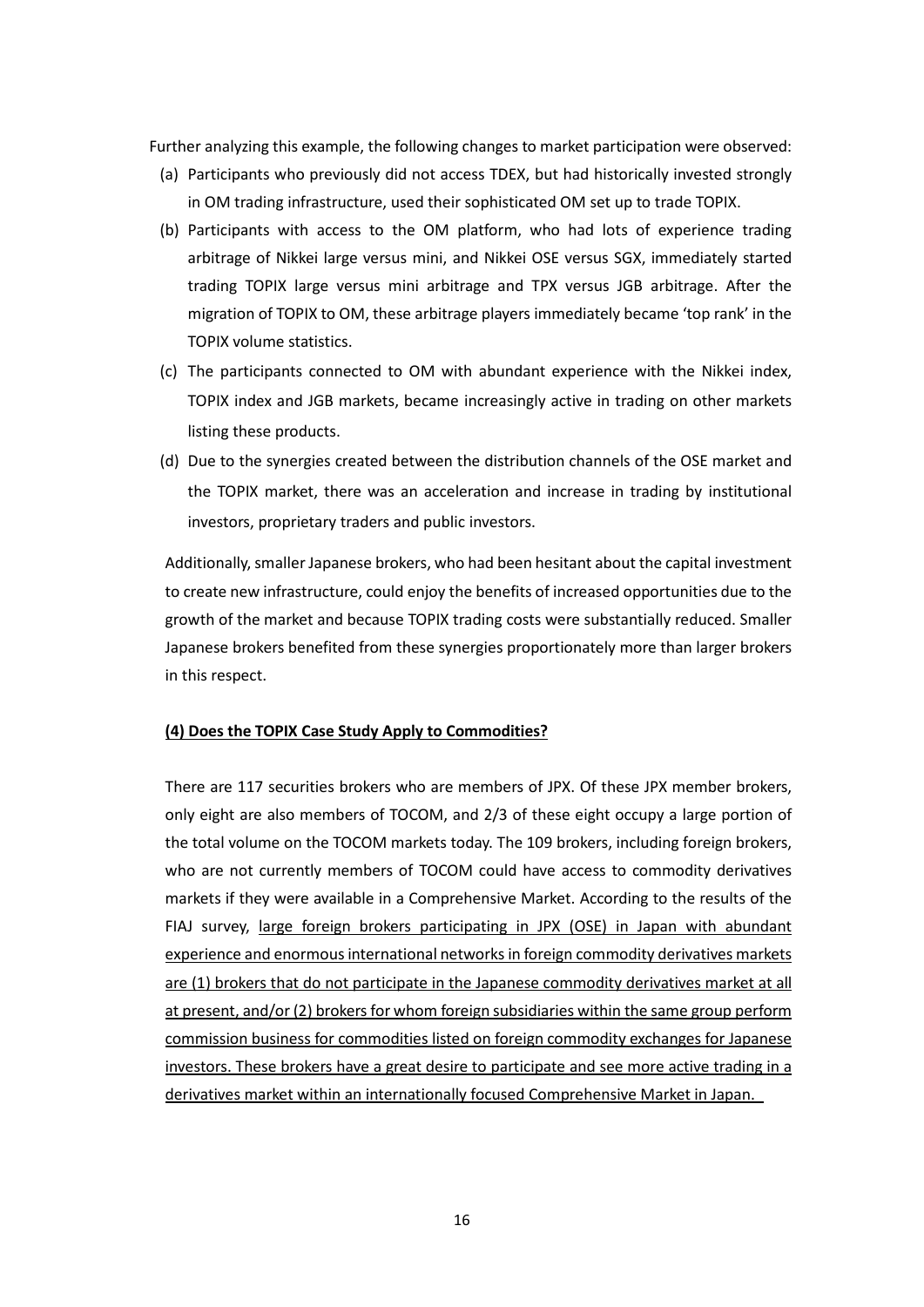Further analyzing this example, the following changes to market participation were observed:

(a) Participants who previously did not access TDEX, but had historically invested strongly in OM trading infrastructure, used their sophisticated OM set up to trade TOPIX.

(b) Participants with access to the OM platform, who had lots of experience trading arbitrage of Nikkei large versus mini, and Nikkei OSE versus SGX, immediately started trading TOPIX large versus mini arbitrage and TPX versus JGB arbitrage. After the migration of TOPIX to OM, these arbitrage players immediately became 'top rank' in the TOPIX volume statistics.

(c) The participants connected to OM with abundant experience with the Nikkei index, TOPIX index and JGB markets, became increasingly active in trading on other markets listing these products.

(d) Due to the synergies created between the distribution channels of the OSE market and the TOPIX market, there was an acceleration and increase in trading by institutional investors, proprietary traders and public investors.

Additionally, smaller Japanese brokers, who had been hesitant about the capital investment to create new infrastructure, could enjoy the benefits of increased opportunities due to the growth of the market and because TOPIX trading costs were substantially reduced. Smaller Japanese brokers benefited from these synergies proportionately more than larger brokers in this respect.

**(4) Does the TOPIX Case Study Apply to Commodities?**

There are 117 securities brokers who are members of JPX. Of these JPX member brokers, only eight are also members of TOCOM, and 2/3 of these eight occupy a large portion of the total volume on the TOCOM markets today. The 109 brokers, including foreign brokers, who are not currently members of TOCOM could have access to commodity derivatives markets if they were available in a Comprehensive Market. According to the results of the FIAJ survey, <u>large foreign brokers participating in JPX (OSE) in Japan with abundant experience and enormous international networks in foreign commodity derivatives markets are (1) brokers that do not participate in the Japanese commodity derivatives market at all at present, and/or (2) brokers for whom foreign subsidiaries within the same group perform commission business for commodities listed on foreign commodity exchanges for Japanese investors. These brokers have a great desire to participate and see more active trading in a derivatives market within an internationally focused Comprehensive Market in Japan.</u>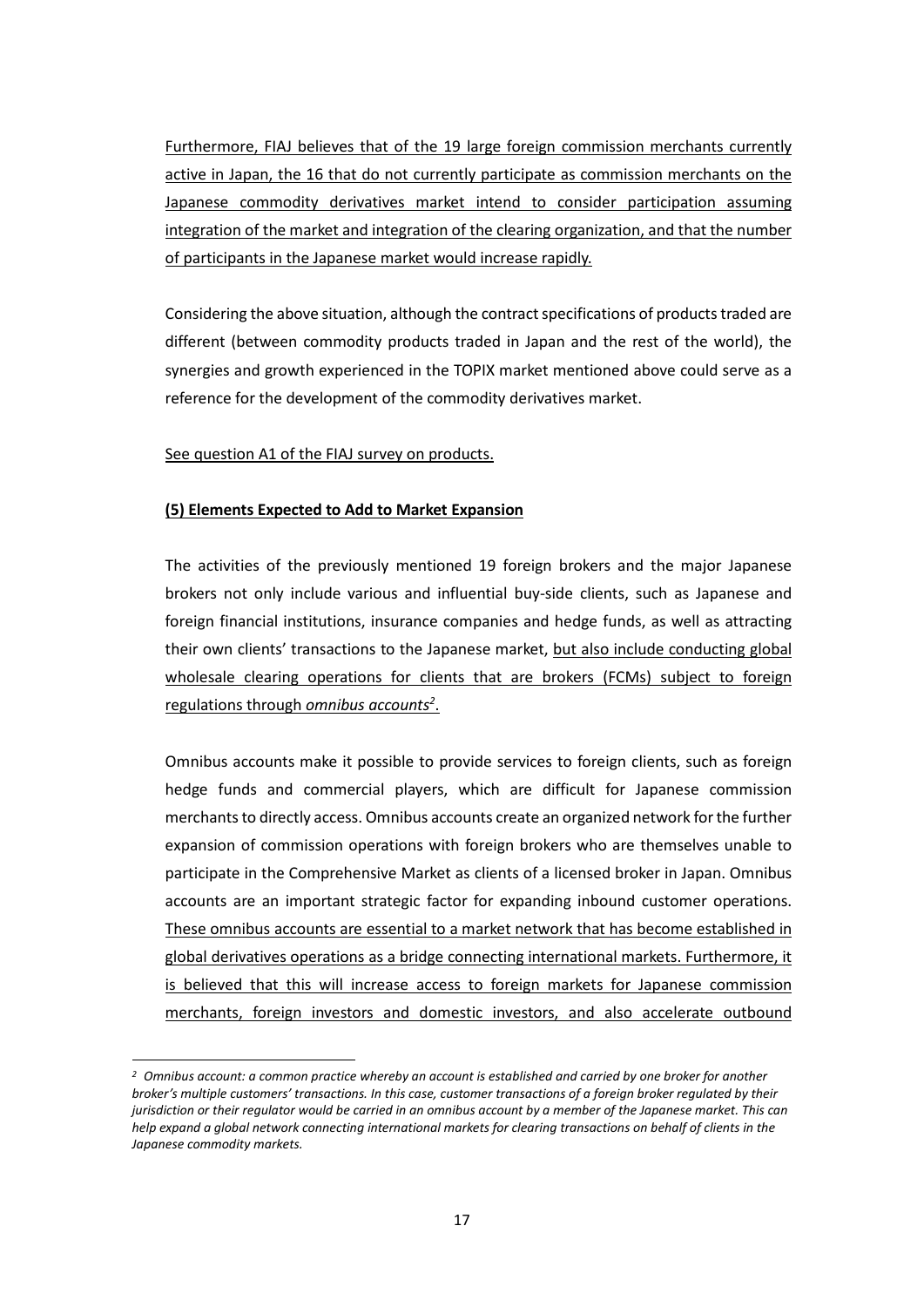Furthermore, FIAJ believes that of the 19 large foreign commission merchants currently active in Japan, the 16 that do not currently participate as commission merchants on the Japanese commodity derivatives market intend to consider participation assuming integration of the market and integration of the clearing organization, and that the number of participants in the Japanese market would increase rapidly.

Considering the above situation, although the contract specifications of products traded are different (between commodity products traded in Japan and the rest of the world), the synergies and growth experienced in the TOPIX market mentioned above could serve as a reference for the development of the commodity derivatives market.

See question A1 of the FIAJ survey on products.

**(5) Elements Expected to Add to Market Expansion**

The activities of the previously mentioned 19 foreign brokers and the major Japanese brokers not only include various and influential buy-side clients, such as Japanese and foreign financial institutions, insurance companies and hedge funds, as well as attracting their own clients' transactions to the Japanese market, but also include conducting global wholesale clearing operations for clients that are brokers (FCMs) subject to foreign regulations through *omnibus accounts*[2].

Omnibus accounts make it possible to provide services to foreign clients, such as foreign hedge funds and commercial players, which are difficult for Japanese commission merchants to directly access. Omnibus accounts create an organized network for the further expansion of commission operations with foreign brokers who are themselves unable to participate in the Comprehensive Market as clients of a licensed broker in Japan. Omnibus accounts are an important strategic factor for expanding inbound customer operations. These omnibus accounts are essential to a market network that has become established in global derivatives operations as a bridge connecting international markets. Furthermore, it is believed that this will increase access to foreign markets for Japanese commission merchants, foreign investors and domestic investors, and also accelerate outbound

---

[2] *Omnibus account: a common practice whereby an account is established and carried by one broker for another broker's multiple customers' transactions. In this case, customer transactions of a foreign broker regulated by their jurisdiction or their regulator would be carried in an omnibus account by a member of the Japanese market. This can help expand a global network connecting international markets for clearing transactions on behalf of clients in the Japanese commodity markets.*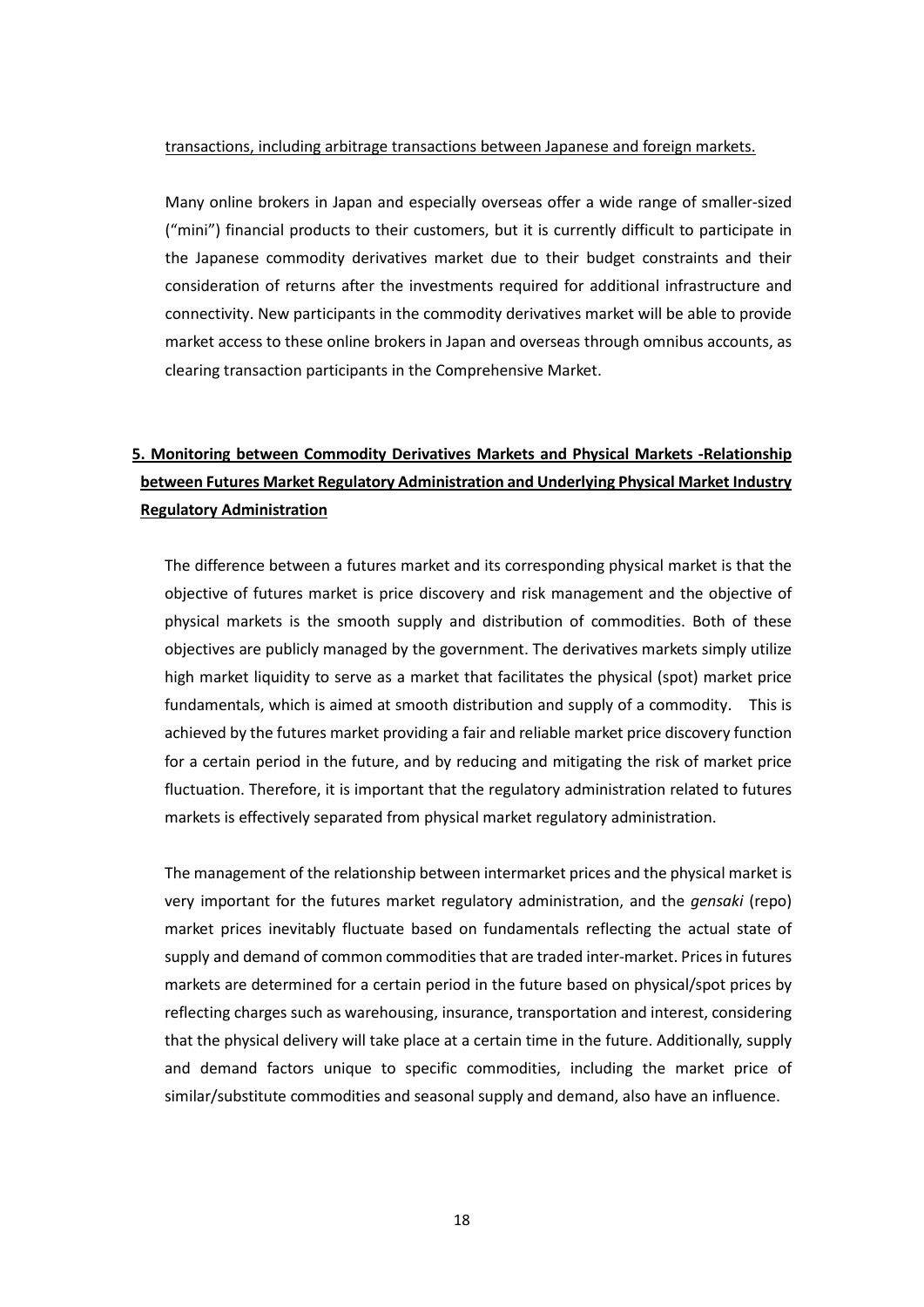transactions, including arbitrage transactions between Japanese and foreign markets.

Many online brokers in Japan and especially overseas offer a wide range of smaller-sized ("mini") financial products to their customers, but it is currently difficult to participate in the Japanese commodity derivatives market due to their budget constraints and their consideration of returns after the investments required for additional infrastructure and connectivity. New participants in the commodity derivatives market will be able to provide market access to these online brokers in Japan and overseas through omnibus accounts, as clearing transaction participants in the Comprehensive Market.

## 5. Monitoring between Commodity Derivatives Markets and Physical Markets -Relationship between Futures Market Regulatory Administration and Underlying Physical Market Industry Regulatory Administration

The difference between a futures market and its corresponding physical market is that the objective of futures market is price discovery and risk management and the objective of physical markets is the smooth supply and distribution of commodities. Both of these objectives are publicly managed by the government. The derivatives markets simply utilize high market liquidity to serve as a market that facilitates the physical (spot) market price fundamentals, which is aimed at smooth distribution and supply of a commodity. This is achieved by the futures market providing a fair and reliable market price discovery function for a certain period in the future, and by reducing and mitigating the risk of market price fluctuation. Therefore, it is important that the regulatory administration related to futures markets is effectively separated from physical market regulatory administration.

The management of the relationship between intermarket prices and the physical market is very important for the futures market regulatory administration, and the *gensaki* (repo) market prices inevitably fluctuate based on fundamentals reflecting the actual state of supply and demand of common commodities that are traded inter-market. Prices in futures markets are determined for a certain period in the future based on physical/spot prices by reflecting charges such as warehousing, insurance, transportation and interest, considering that the physical delivery will take place at a certain time in the future. Additionally, supply and demand factors unique to specific commodities, including the market price of similar/substitute commodities and seasonal supply and demand, also have an influence.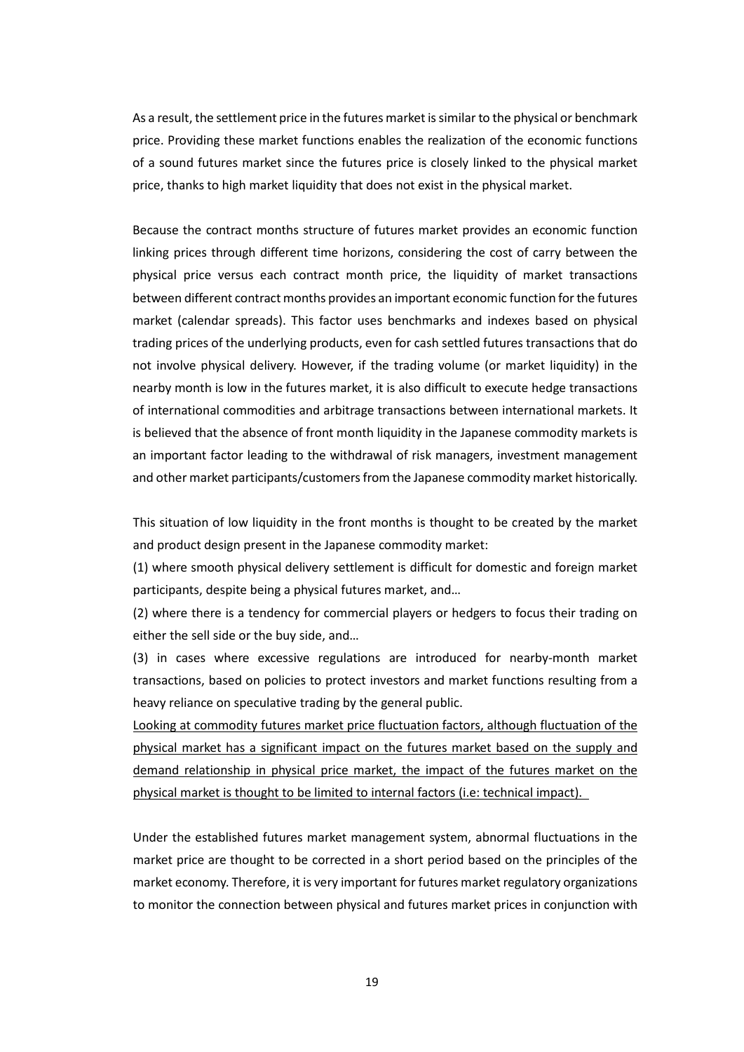As a result, the settlement price in the futures market is similar to the physical or benchmark price. Providing these market functions enables the realization of the economic functions of a sound futures market since the futures price is closely linked to the physical market price, thanks to high market liquidity that does not exist in the physical market.

Because the contract months structure of futures market provides an economic function linking prices through different time horizons, considering the cost of carry between the physical price versus each contract month price, the liquidity of market transactions between different contract months provides an important economic function for the futures market (calendar spreads). This factor uses benchmarks and indexes based on physical trading prices of the underlying products, even for cash settled futures transactions that do not involve physical delivery. However, if the trading volume (or market liquidity) in the nearby month is low in the futures market, it is also difficult to execute hedge transactions of international commodities and arbitrage transactions between international markets. It is believed that the absence of front month liquidity in the Japanese commodity markets is an important factor leading to the withdrawal of risk managers, investment management and other market participants/customers from the Japanese commodity market historically.

This situation of low liquidity in the front months is thought to be created by the market and product design present in the Japanese commodity market:

(1) where smooth physical delivery settlement is difficult for domestic and foreign market participants, despite being a physical futures market, and…

(2) where there is a tendency for commercial players or hedgers to focus their trading on either the sell side or the buy side, and…

(3) in cases where excessive regulations are introduced for nearby-month market transactions, based on policies to protect investors and market functions resulting from a heavy reliance on speculative trading by the general public.

<u>Looking at commodity futures market price fluctuation factors, although fluctuation of the physical market has a significant impact on the futures market based on the supply and demand relationship in physical price market, the impact of the futures market on the physical market is thought to be limited to internal factors (i.e: technical impact).</u>

Under the established futures market management system, abnormal fluctuations in the market price are thought to be corrected in a short period based on the principles of the market economy. Therefore, it is very important for futures market regulatory organizations to monitor the connection between physical and futures market prices in conjunction with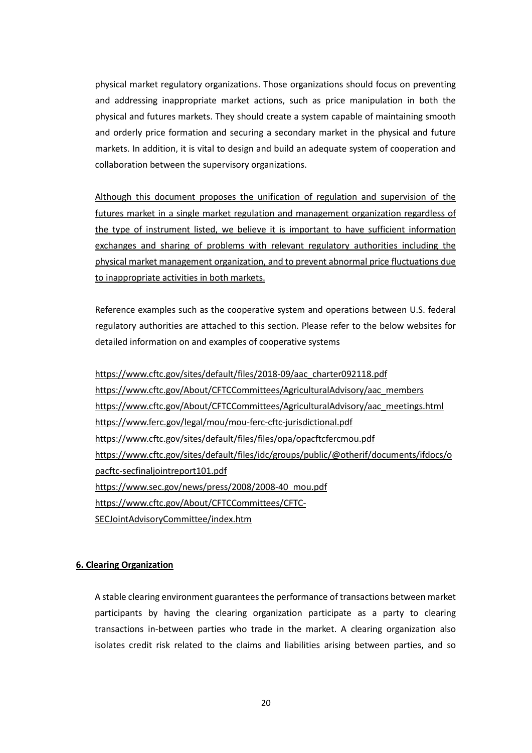physical market regulatory organizations. Those organizations should focus on preventing and addressing inappropriate market actions, such as price manipulation in both the physical and futures markets. They should create a system capable of maintaining smooth and orderly price formation and securing a secondary market in the physical and future markets. In addition, it is vital to design and build an adequate system of cooperation and collaboration between the supervisory organizations.

<u>Although this document proposes the unification of regulation and supervision of the futures market in a single market regulation and management organization regardless of the type of instrument listed, we believe it is important to have sufficient information exchanges and sharing of problems with relevant regulatory authorities including the physical market management organization, and to prevent abnormal price fluctuations due to inappropriate activities in both markets.</u>

Reference examples such as the cooperative system and operations between U.S. federal regulatory authorities are attached to this section. Please refer to the below websites for detailed information on and examples of cooperative systems

https://www.cftc.gov/sites/default/files/2018-09/aac_charter092118.pdf
https://www.cftc.gov/About/CFTCCommittees/AgriculturalAdvisory/aac_members
https://www.cftc.gov/About/CFTCCommittees/AgriculturalAdvisory/aac_meetings.html
https://www.ferc.gov/legal/mou/mou-ferc-cftc-jurisdictional.pdf
https://www.cftc.gov/sites/default/files/files/opa/opacftcfercmou.pdf
https://www.cftc.gov/sites/default/files/idc/groups/public/@otherif/documents/ifdocs/opacftc-secfinaljointreport101.pdf
https://www.sec.gov/news/press/2008/2008-40_mou.pdf
https://www.cftc.gov/About/CFTCCommittees/CFTC-SECJointAdvisoryCommittee/index.htm

## **6. Clearing Organization**

A stable clearing environment guarantees the performance of transactions between market participants by having the clearing organization participate as a party to clearing transactions in-between parties who trade in the market. A clearing organization also isolates credit risk related to the claims and liabilities arising between parties, and so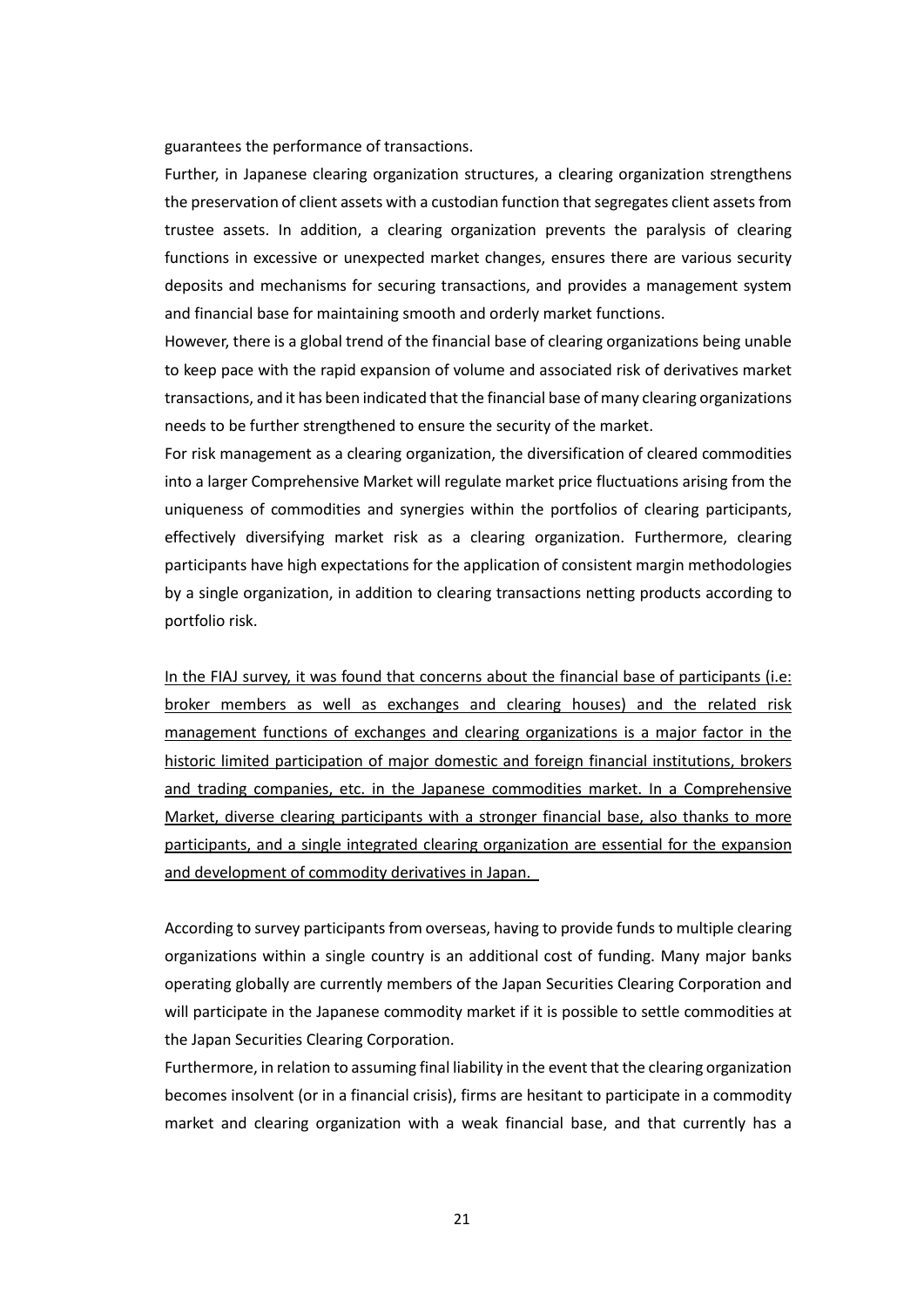guarantees the performance of transactions.

Further, in Japanese clearing organization structures, a clearing organization strengthens the preservation of client assets with a custodian function that segregates client assets from trustee assets. In addition, a clearing organization prevents the paralysis of clearing functions in excessive or unexpected market changes, ensures there are various security deposits and mechanisms for securing transactions, and provides a management system and financial base for maintaining smooth and orderly market functions.

However, there is a global trend of the financial base of clearing organizations being unable to keep pace with the rapid expansion of volume and associated risk of derivatives market transactions, and it has been indicated that the financial base of many clearing organizations needs to be further strengthened to ensure the security of the market.

For risk management as a clearing organization, the diversification of cleared commodities into a larger Comprehensive Market will regulate market price fluctuations arising from the uniqueness of commodities and synergies within the portfolios of clearing participants, effectively diversifying market risk as a clearing organization. Furthermore, clearing participants have high expectations for the application of consistent margin methodologies by a single organization, in addition to clearing transactions netting products according to portfolio risk.

<u>In the FIAJ survey, it was found that concerns about the financial base of participants (i.e: broker members as well as exchanges and clearing houses) and the related risk management functions of exchanges and clearing organizations is a major factor in the historic limited participation of major domestic and foreign financial institutions, brokers and trading companies, etc. in the Japanese commodities market. In a Comprehensive Market, diverse clearing participants with a stronger financial base, also thanks to more participants, and a single integrated clearing organization are essential for the expansion and development of commodity derivatives in Japan.</u>

According to survey participants from overseas, having to provide funds to multiple clearing organizations within a single country is an additional cost of funding. Many major banks operating globally are currently members of the Japan Securities Clearing Corporation and will participate in the Japanese commodity market if it is possible to settle commodities at the Japan Securities Clearing Corporation.

Furthermore, in relation to assuming final liability in the event that the clearing organization becomes insolvent (or in a financial crisis), firms are hesitant to participate in a commodity market and clearing organization with a weak financial base, and that currently has a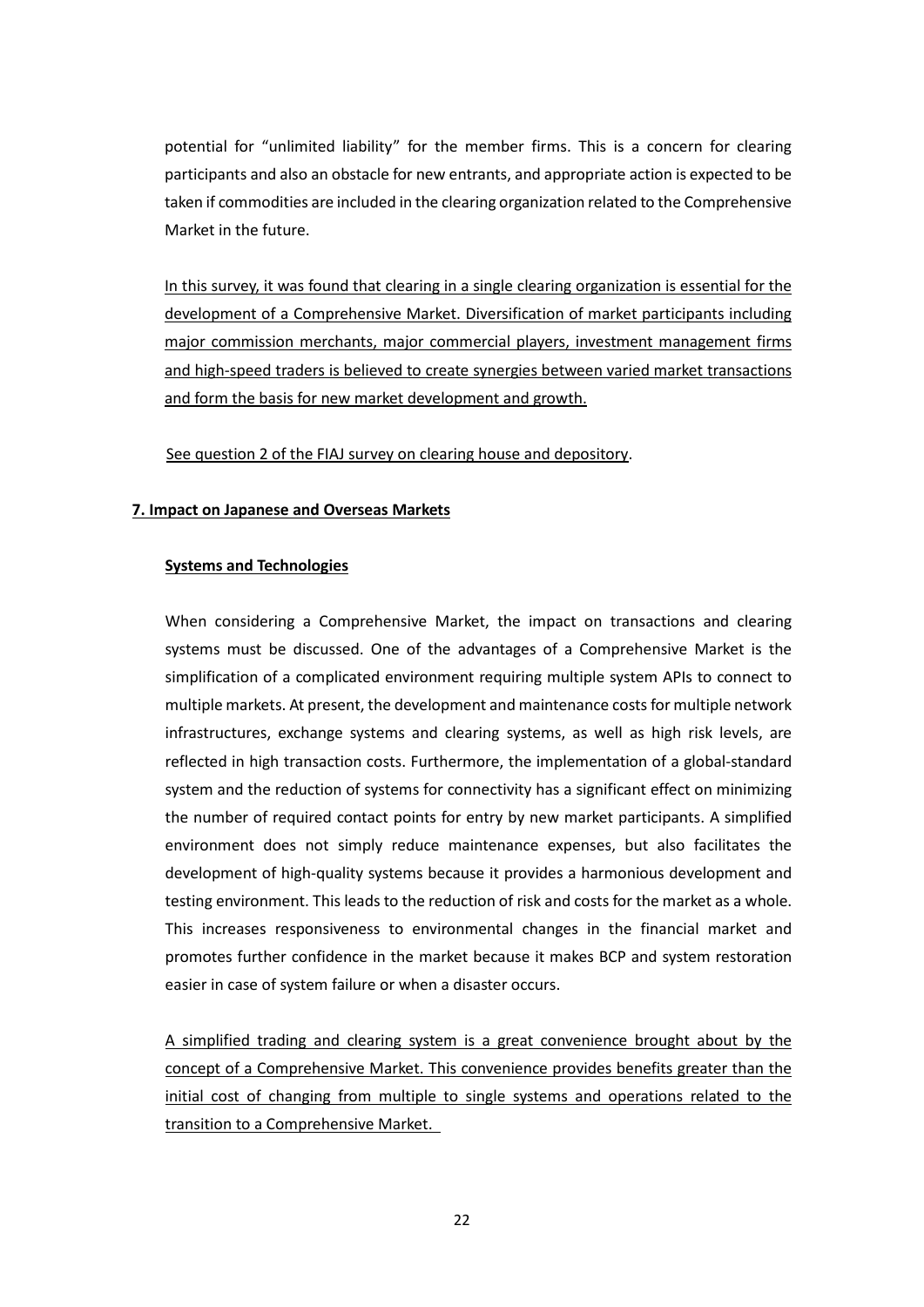potential for "unlimited liability" for the member firms. This is a concern for clearing participants and also an obstacle for new entrants, and appropriate action is expected to be taken if commodities are included in the clearing organization related to the Comprehensive Market in the future.

<u>In this survey, it was found that clearing in a single clearing organization is essential for the development of a Comprehensive Market. Diversification of market participants including major commission merchants, major commercial players, investment management firms and high-speed traders is believed to create synergies between varied market transactions and form the basis for new market development and growth.</u>

<u>See question 2 of the FIAJ survey on clearing house and depository</u>.

## 7. Impact on Japanese and Overseas Markets

### Systems and Technologies

When considering a Comprehensive Market, the impact on transactions and clearing systems must be discussed. One of the advantages of a Comprehensive Market is the simplification of a complicated environment requiring multiple system APIs to connect to multiple markets. At present, the development and maintenance costs for multiple network infrastructures, exchange systems and clearing systems, as well as high risk levels, are reflected in high transaction costs. Furthermore, the implementation of a global-standard system and the reduction of systems for connectivity has a significant effect on minimizing the number of required contact points for entry by new market participants. A simplified environment does not simply reduce maintenance expenses, but also facilitates the development of high-quality systems because it provides a harmonious development and testing environment. This leads to the reduction of risk and costs for the market as a whole. This increases responsiveness to environmental changes in the financial market and promotes further confidence in the market because it makes BCP and system restoration easier in case of system failure or when a disaster occurs.

<u>A simplified trading and clearing system is a great convenience brought about by the concept of a Comprehensive Market. This convenience provides benefits greater than the initial cost of changing from multiple to single systems and operations related to the transition to a Comprehensive Market.</u>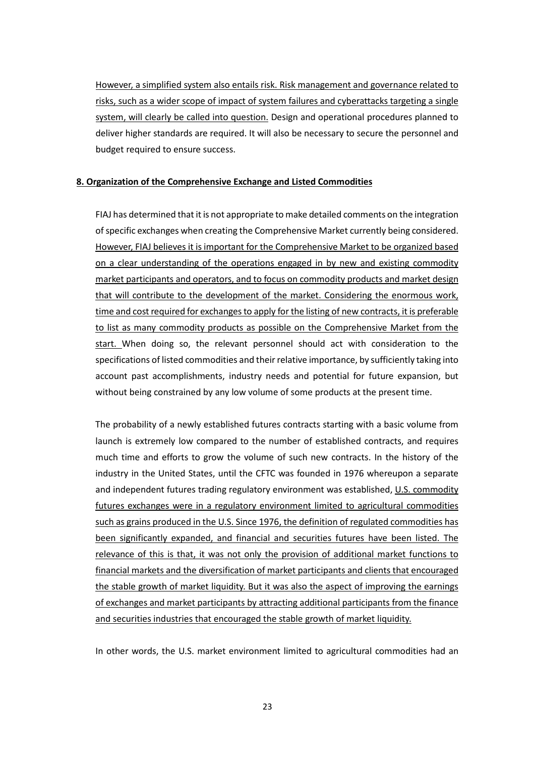However, a simplified system also entails risk. Risk management and governance related to risks, such as a wider scope of impact of system failures and cyberattacks targeting a single system, will clearly be called into question. Design and operational procedures planned to deliver higher standards are required. It will also be necessary to secure the personnel and budget required to ensure success.

**8. Organization of the Comprehensive Exchange and Listed Commodities**

FIAJ has determined that it is not appropriate to make detailed comments on the integration of specific exchanges when creating the Comprehensive Market currently being considered. However, FIAJ believes it is important for the Comprehensive Market to be organized based on a clear understanding of the operations engaged in by new and existing commodity market participants and operators, and to focus on commodity products and market design that will contribute to the development of the market. Considering the enormous work, time and cost required for exchanges to apply for the listing of new contracts, it is preferable to list as many commodity products as possible on the Comprehensive Market from the start. When doing so, the relevant personnel should act with consideration to the specifications of listed commodities and their relative importance, by sufficiently taking into account past accomplishments, industry needs and potential for future expansion, but without being constrained by any low volume of some products at the present time.

The probability of a newly established futures contracts starting with a basic volume from launch is extremely low compared to the number of established contracts, and requires much time and efforts to grow the volume of such new contracts. In the history of the industry in the United States, until the CFTC was founded in 1976 whereupon a separate and independent futures trading regulatory environment was established, U.S. commodity futures exchanges were in a regulatory environment limited to agricultural commodities such as grains produced in the U.S. Since 1976, the definition of regulated commodities has been significantly expanded, and financial and securities futures have been listed. The relevance of this is that, it was not only the provision of additional market functions to financial markets and the diversification of market participants and clients that encouraged the stable growth of market liquidity. But it was also the aspect of improving the earnings of exchanges and market participants by attracting additional participants from the finance and securities industries that encouraged the stable growth of market liquidity.

In other words, the U.S. market environment limited to agricultural commodities had an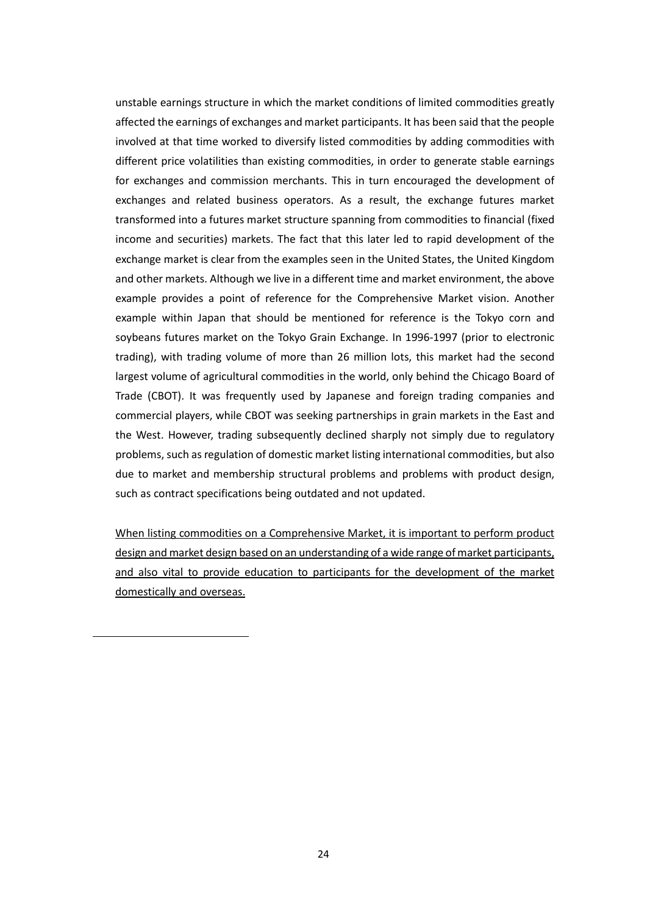unstable earnings structure in which the market conditions of limited commodities greatly affected the earnings of exchanges and market participants. It has been said that the people involved at that time worked to diversify listed commodities by adding commodities with different price volatilities than existing commodities, in order to generate stable earnings for exchanges and commission merchants. This in turn encouraged the development of exchanges and related business operators. As a result, the exchange futures market transformed into a futures market structure spanning from commodities to financial (fixed income and securities) markets. The fact that this later led to rapid development of the exchange market is clear from the examples seen in the United States, the United Kingdom and other markets. Although we live in a different time and market environment, the above example provides a point of reference for the Comprehensive Market vision. Another example within Japan that should be mentioned for reference is the Tokyo corn and soybeans futures market on the Tokyo Grain Exchange. In 1996-1997 (prior to electronic trading), with trading volume of more than 26 million lots, this market had the second largest volume of agricultural commodities in the world, only behind the Chicago Board of Trade (CBOT). It was frequently used by Japanese and foreign trading companies and commercial players, while CBOT was seeking partnerships in grain markets in the East and the West. However, trading subsequently declined sharply not simply due to regulatory problems, such as regulation of domestic market listing international commodities, but also due to market and membership structural problems and problems with product design, such as contract specifications being outdated and not updated.

<u>When listing commodities on a Comprehensive Market, it is important to perform product design and market design based on an understanding of a wide range of market participants, and also vital to provide education to participants for the development of the market domestically and overseas.</u>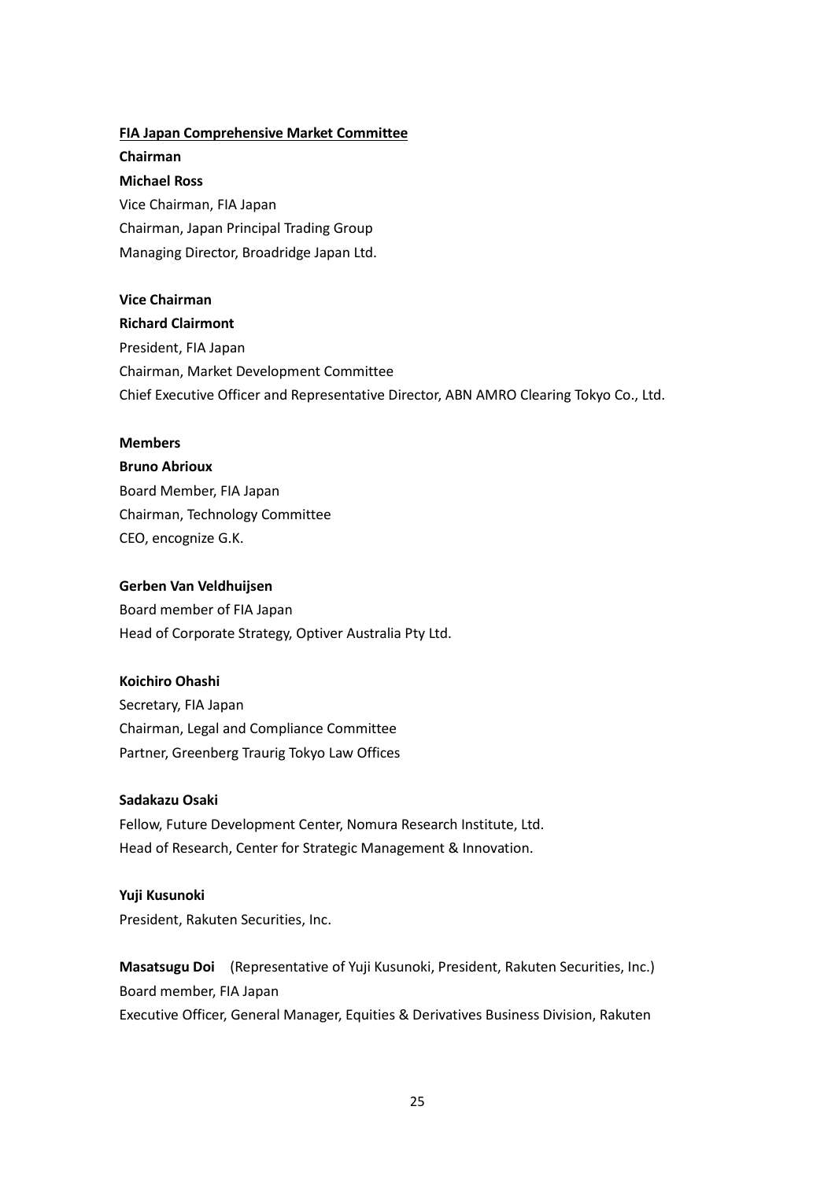**FIA Japan Comprehensive Market Committee**

**Chairman**

**Michael Ross**

Vice Chairman, FIA Japan

Chairman, Japan Principal Trading Group

Managing Director, Broadridge Japan Ltd.

**Vice Chairman**

**Richard Clairmont**

President, FIA Japan

Chairman, Market Development Committee

Chief Executive Officer and Representative Director, ABN AMRO Clearing Tokyo Co., Ltd.

**Members**

**Bruno Abrioux**

Board Member, FIA Japan

Chairman, Technology Committee

CEO, encognize G.K.

**Gerben Van Veldhuijsen**

Board member of FIA Japan

Head of Corporate Strategy, Optiver Australia Pty Ltd.

**Koichiro Ohashi**

Secretary, FIA Japan

Chairman, Legal and Compliance Committee

Partner, Greenberg Traurig Tokyo Law Offices

**Sadakazu Osaki**

Fellow, Future Development Center, Nomura Research Institute, Ltd.

Head of Research, Center for Strategic Management & Innovation.

**Yuji Kusunoki**

President, Rakuten Securities, Inc.

**Masatsugu Doi** (Representative of Yuji Kusunoki, President, Rakuten Securities, Inc.)

Board member, FIA Japan

Executive Officer, General Manager, Equities & Derivatives Business Division, Rakuten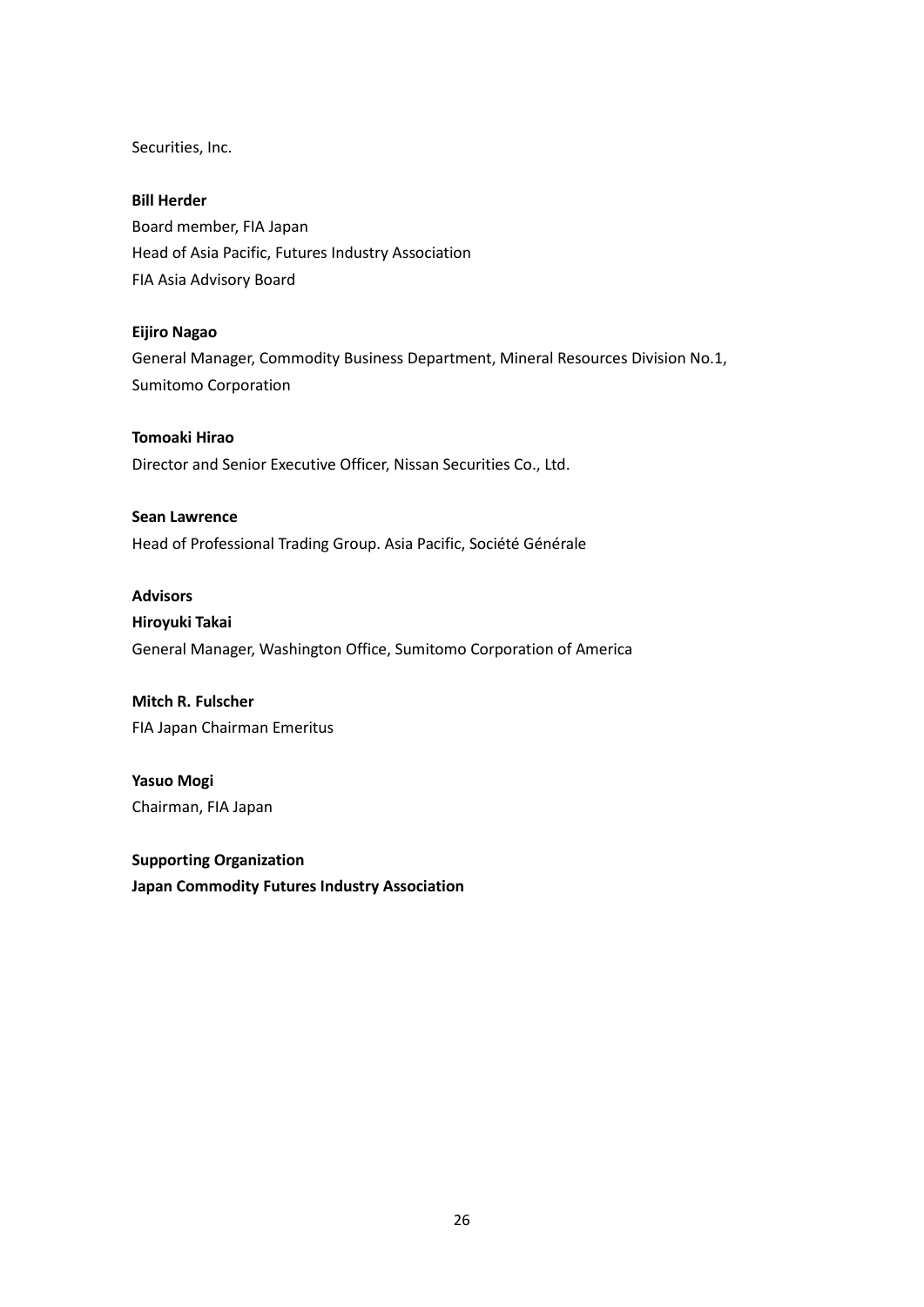Securities, Inc.

**Bill Herder**
Board member, FIA Japan
Head of Asia Pacific, Futures Industry Association
FIA Asia Advisory Board

**Eijiro Nagao**
General Manager, Commodity Business Department, Mineral Resources Division No.1, Sumitomo Corporation

**Tomoaki Hirao**
Director and Senior Executive Officer, Nissan Securities Co., Ltd.

**Sean Lawrence**
Head of Professional Trading Group. Asia Pacific, Société Générale

**Advisors**

**Hiroyuki Takai**
General Manager, Washington Office, Sumitomo Corporation of America

**Mitch R. Fulscher**
FIA Japan Chairman Emeritus

**Yasuo Mogi**
Chairman, FIA Japan

**Supporting Organization**

**Japan Commodity Futures Industry Association**